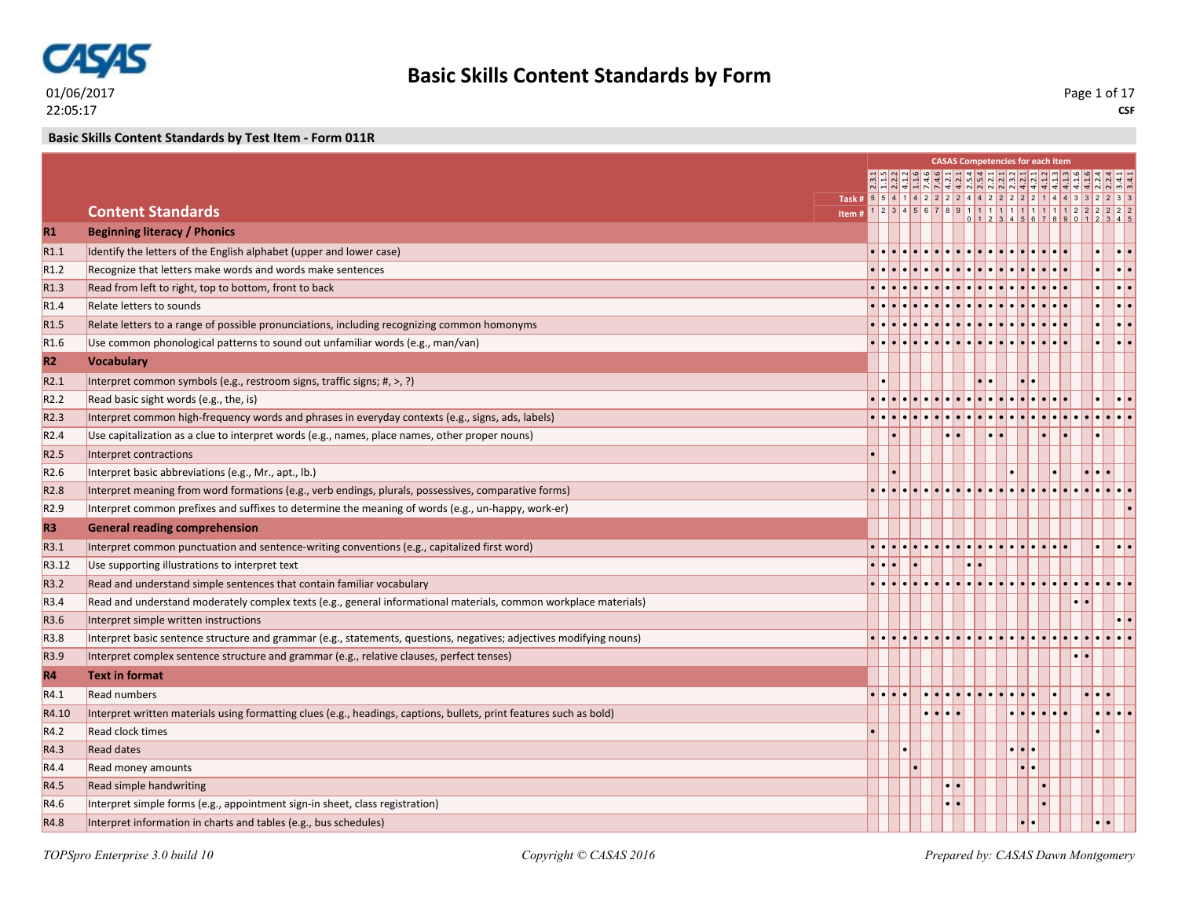# Basic Skills Content Standards by Form

01/06/2017
22:05:17

CSF

**Basic Skills Content Standards by Test Item - Form 011R**

CASAS Competencies for each item

| | Content Standards | 1 | 2 | 3 | 4 | 5 | 6 | 7 | 8 | 9 | 10 | 11 | 12 | 13 | 14 | 15 | 16 | 17 | 18 | 19 | 20 | 21 | 22 | 23 | 24 | 25 |
|---|---|---|---|---|---|---|---|---|---|---|---|---|---|---|---|---|---|---|---|---|---|---|---|---|---|---|
| | Competency | 2.3.1 | 1.1.5 | 2.2.2 | 4.1.2 | 1.1.6 | 7.4.6 | 7.4.6 | 4.2.1 | 4.2.1 | 2.5.4 | 2.5.4 | 2.2.1 | 2.2.1 | 2.3.2 | 4.2.1 | 4.2.1 | 4.1.2 | 4.1.3 | 4.1.3 | 4.1.6 | 4.1.6 | 2.2.4 | 2.2.4 | 3.4.1 | 3.4.1 |
| | Task # | 5 | 5 | 4 | 1 | 4 | 2 | 2 | 2 | 2 | 4 | 4 | 2 | 2 | 2 | 2 | 2 | 1 | 4 | 4 | 3 | 3 | 2 | 2 | 3 | 3 |
| **R1** | **Beginning literacy / Phonics** | | | | | | | | | | | | | | | | | | | | | | | | | |
| R1.1 | Identify the letters of the English alphabet (upper and lower case) | • | • | • | • | • | • | • | • | • | • | • | • | • | • | • | • | • | • | • | | | • | | • | • |
| R1.2 | Recognize that letters make words and words make sentences | • | • | • | • | • | • | • | • | • | • | • | • | • | • | • | • | • | • | • | | | • | | • | • |
| R1.3 | Read from left to right, top to bottom, front to back | • | • | • | • | • | • | • | • | • | • | • | • | • | • | • | • | • | • | • | | | • | | • | • |
| R1.4 | Relate letters to sounds | • | • | • | • | • | • | • | • | • | • | • | • | • | • | • | • | • | • | • | | | • | | • | • |
| R1.5 | Relate letters to a range of possible pronunciations, including recognizing common homonyms | • | • | • | • | • | • | • | • | • | • | • | • | • | • | • | • | • | • | • | | | • | | • | • |
| R1.6 | Use common phonological patterns to sound out unfamiliar words (e.g., man/van) | • | • | • | • | • | • | • | • | • | • | • | • | • | • | • | • | • | • | • | | | • | | • | • |
| **R2** | **Vocabulary** | | | | | | | | | | | | | | | | | | | | | | | | | |
| R2.1 | Interpret common symbols (e.g., restroom signs, traffic signs; #, >, ?) | | • | | | | | | | | | • | • | | | • | • | | | | | | | | | |
| R2.2 | Read basic sight words (e.g., the, is) | • | • | • | • | • | • | • | • | • | • | • | • | • | • | • | • | • | • | • | | | • | | • | • |
| R2.3 | Interpret common high-frequency words and phrases in everyday contexts (e.g., signs, ads, labels) | • | • | • | • | • | • | • | • | • | • | • | • | • | • | • | • | • | • | • | • | • | • | • | • | • |
| R2.4 | Use capitalization as a clue to interpret words (e.g., names, place names, other proper nouns) | | | • | | | | | • | • | | | • | • | | | | • | | • | | | • | | | |
| R2.5 | Interpret contractions | • | | | | | | | | | | | | | | | | | | | | | | | | |
| R2.6 | Interpret basic abbreviations (e.g., Mr., apt., lb.) | | | • | | | | | | | | | | | • | | | | • | | | • | • | • | | |
| R2.8 | Interpret meaning from word formations (e.g., verb endings, plurals, possessives, comparative forms) | • | • | • | • | • | • | • | • | • | • | • | • | • | • | • | • | • | • | • | • | • | • | • | • | • |
| R2.9 | Interpret common prefixes and suffixes to determine the meaning of words (e.g., un-happy, work-er) | | | | | | | | | | | | | | | | | | | | | | | | | • |
| **R3** | **General reading comprehension** | | | | | | | | | | | | | | | | | | | | | | | | | |
| R3.1 | Interpret common punctuation and sentence-writing conventions (e.g., capitalized first word) | • | • | • | • | • | • | • | • | • | • | • | • | • | • | • | • | • | • | • | | | • | | • | • |
| R3.12 | Use supporting illustrations to interpret text | • | • | • | | • | | | | | • | • | | | | | | | | | | | | | | |
| R3.2 | Read and understand simple sentences that contain familiar vocabulary | • | • | • | • | • | • | • | • | • | • | • | • | • | • | • | • | • | • | • | • | • | • | • | • | • |
| R3.4 | Read and understand moderately complex texts (e.g., general informational materials, common workplace materials) | | | | | | | | | | | | | | | | | | | | • | • | | | | |
| R3.6 | Interpret simple written instructions | | | | | | | | | | | | | | | | | | | | | | | | • | • |
| R3.8 | Interpret basic sentence structure and grammar (e.g., statements, questions, negatives; adjectives modifying nouns) | • | • | • | • | • | • | • | • | • | • | • | • | • | • | • | • | • | • | • | • | • | • | • | • | • |
| R3.9 | Interpret complex sentence structure and grammar (e.g., relative clauses, perfect tenses) | | | | | | | | | | | | | | | | | | | | • | • | | | | |
| **R4** | **Text in format** | | | | | | | | | | | | | | | | | | | | | | | | | |
| R4.1 | Read numbers | • | • | • | • | | • | • | • | • | • | • | • | • | • | • | • | | • | | | • | • | • | | |
| R4.10 | Interpret written materials using formatting clues (e.g., headings, captions, bullets, print features such as bold) | | | | | | • | • | • | • | | | | | • | • | • | • | • | • | | | • | • | • | • |
| R4.2 | Read clock times | • | | | | | | | | | | | | | | | | | | | | | • | | | |
| R4.3 | Read dates | | | | • | | | | | | | | | | • | • | • | | | | | | | | | |
| R4.4 | Read money amounts | | | | | • | | | | | | | | | | • | • | | | | | | | | | |
| R4.5 | Read simple handwriting | | | | | | | | • | • | | | | | | | | • | | | | | | | | |
| R4.6 | Interpret simple forms (e.g., appointment sign-in sheet, class registration) | | | | | | | | • | • | | | | | | | | • | | | | | | | | |
| R4.8 | Interpret information in charts and tables (e.g., bus schedules) | | | | | | | | | | | | | | | • | • | | | | | | • | • | | |

*TOPSpro Enterprise 3.0 build 10* — *Copyright © CASAS 2016* — *Prepared by: CASAS Dawn Montgomery*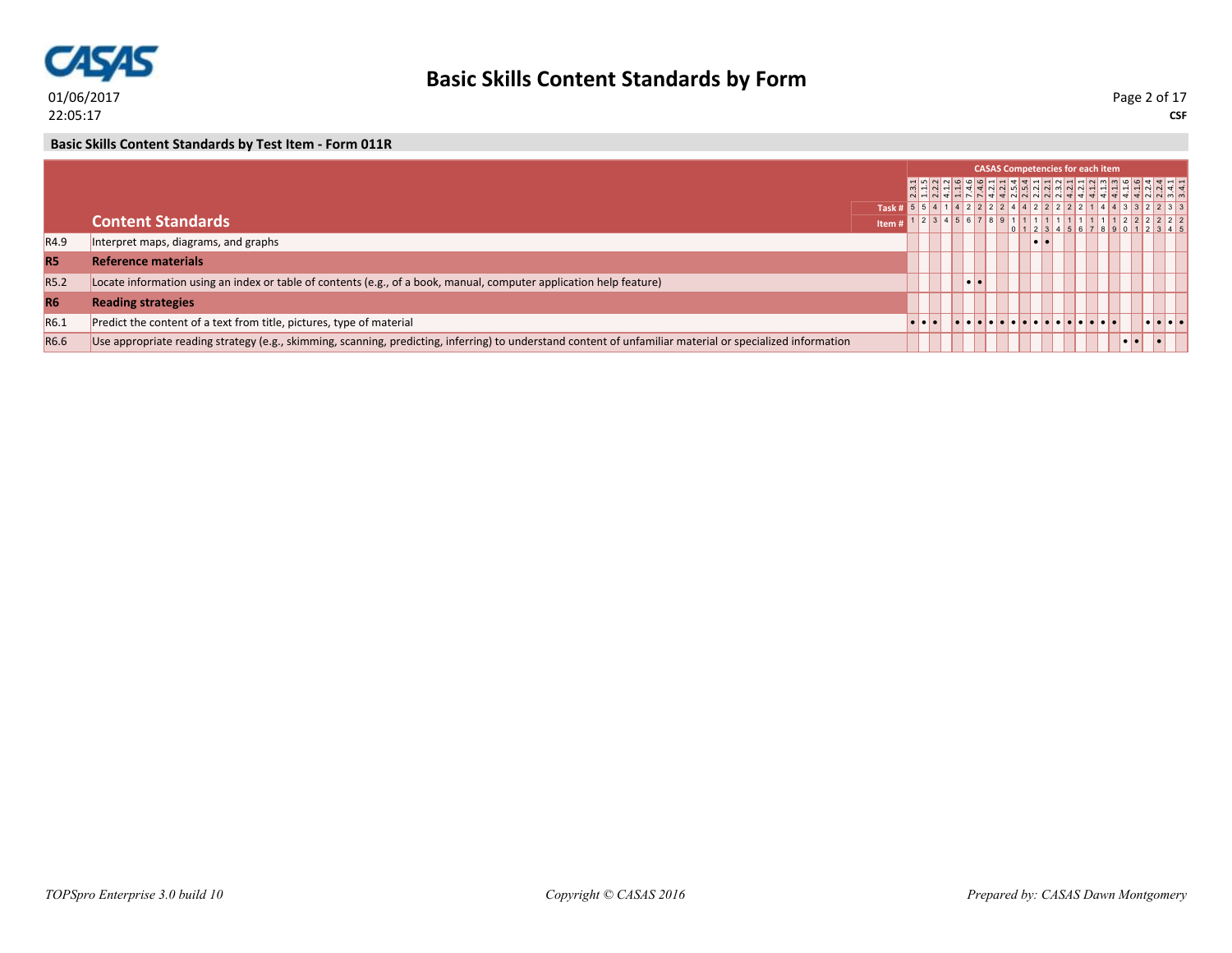## Basic Skills Content Standards by Test Item - Form 011R

| | CASAS Competencies for each item | 2.3.1 | 1.1.5 | 2.2.2 | 4.1.2 | 1.1.6 | 7.4.6 | 7.4.6 | 4.2.1 | 4.2.1 | 2.5.4 | 2.5.4 | 2.2.1 | 2.2.1 | 2.3.2 | 4.2.1 | 4.2.1 | 4.1.2 | 4.1.3 | 4.1.3 | 4.1.6 | 4.1.6 | 2.2.4 | 2.2.4 | 3.4.1 | 3.4.1 |
|---|---|---|---|---|---|---|---|---|---|---|---|---|---|---|---|---|---|---|---|---|---|---|---|---|---|---|
| | Task # | 5 | 5 | 4 | 1 | 4 | 2 | 2 | 2 | 2 | 4 | 4 | 2 | 2 | 2 | 2 | 2 | 1 | 4 | 4 | 3 | 3 | 2 | 2 | 3 | 3 |
| | **Content Standards** — Item # | 1 | 2 | 3 | 4 | 5 | 6 | 7 | 8 | 9 | 10 | 11 | 12 | 13 | 14 | 15 | 16 | 17 | 18 | 19 | 20 | 21 | 22 | 23 | 24 | 25 |
| R4.9 | Interpret maps, diagrams, and graphs | | | | | | | | | | | | • | • | | | | | | | | | | | | |
| **R5** | **Reference materials** | | | | | | | | | | | | | | | | | | | | | | | | | |
| R5.2 | Locate information using an index or table of contents (e.g., of a book, manual, computer application help feature) | | | | | | • | • | | | | | | | | | | | | | | | | | | |
| **R6** | **Reading strategies** | | | | | | | | | | | | | | | | | | | | | | | | | |
| R6.1 | Predict the content of a text from title, pictures, type of material | • | • | • | | • | • | • | • | • | • | • | • | • | • | • | • | • | • | • | | | • | • | • | • |
| R6.6 | Use appropriate reading strategy (e.g., skimming, scanning, predicting, inferring) to understand content of unfamiliar material or specialized information | | | | | | | | | | | | | | | | | | | | • | • | | • | | |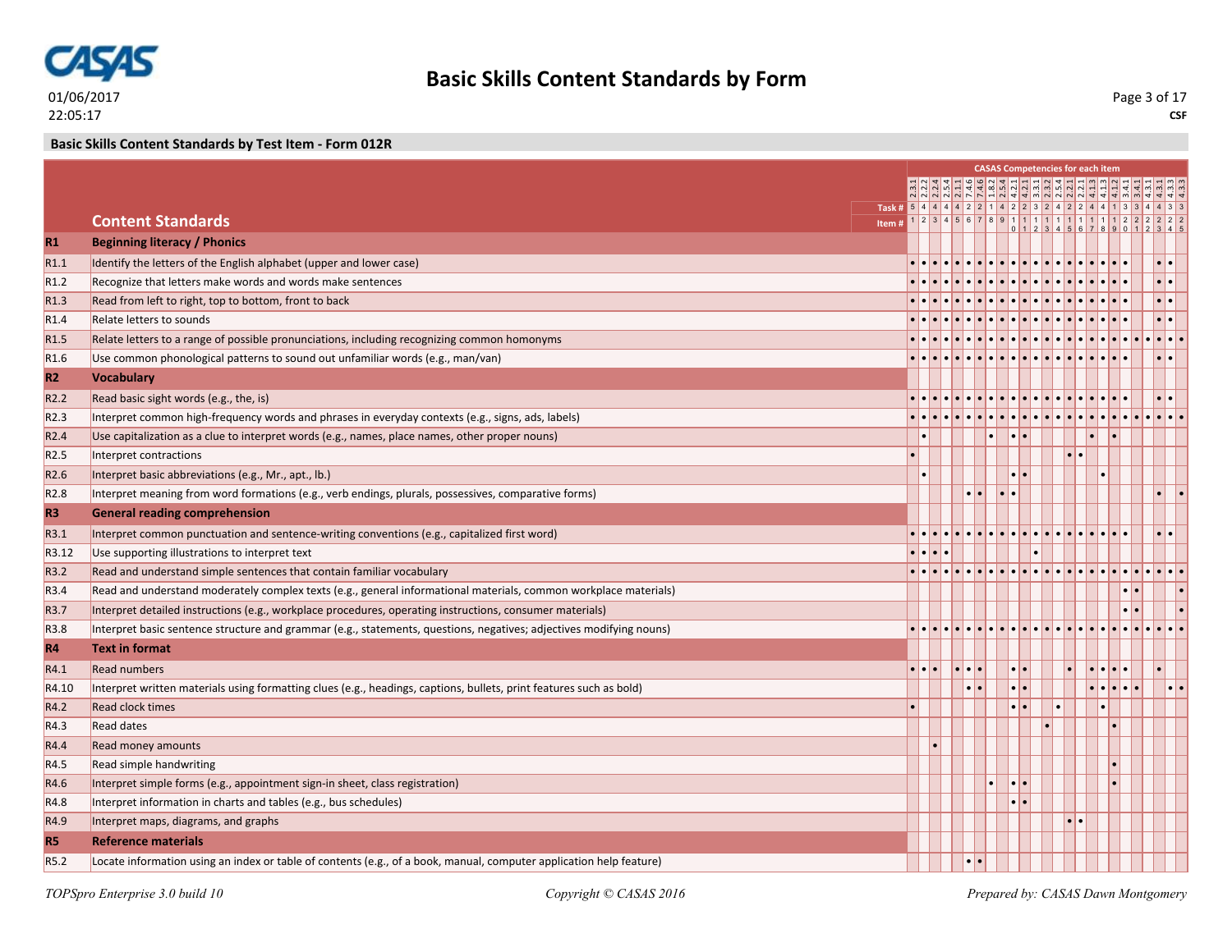**Basic Skills Content Standards by Form**

01/06/2017
22:05:17

CSF

**Basic Skills Content Standards by Test Item - Form 012R**

| | | CASAS Competencies for each item | | | | | | | | | | | | | | | | | | | | | | | | |
|---|---|---|---|---|---|---|---|---|---|---|---|---|---|---|---|---|---|---|---|---|---|---|---|---|---|---|
| | | 2.3.1 | 2.2.2 | 2.2.4 | 2.5.4 | 2.1.1 | 7.4.6 | 7.4.6 | 1.8.2 | 2.5.4 | 4.2.1 | 4.2.1 | 3.3.1 | 2.3.2 | 2.5.4 | 2.2.1 | 2.2.1 | 4.1.3 | 4.1.3 | 4.1.2 | 3.4.1 | 3.4.1 | 4.3.1 | 4.3.1 | 4.3.3 | 4.3.3 |
| | Task # | 5 | 4 | 4 | 4 | 4 | 2 | 2 | 1 | 4 | 2 | 2 | 3 | 2 | 4 | 2 | 2 | 4 | 4 | 1 | 3 | 3 | 4 | 4 | 3 | 3 |
| | **Content Standards** Item # | 1 | 2 | 3 | 4 | 5 | 6 | 7 | 8 | 9 | 10 | 11 | 12 | 13 | 14 | 15 | 16 | 17 | 18 | 19 | 20 | 21 | 22 | 23 | 24 | 25 |
| **R1** | **Beginning literacy / Phonics** | | | | | | | | | | | | | | | | | | | | | | | | | |
| R1.1 | Identify the letters of the English alphabet (upper and lower case) | • | • | • | • | • | • | • | • | • | • | • | • | • | • | • | • | • | • | • | • | | | • | • | |
| R1.2 | Recognize that letters make words and words make sentences | • | • | • | • | • | • | • | • | • | • | • | • | • | • | • | • | • | • | • | • | | | • | • | |
| R1.3 | Read from left to right, top to bottom, front to back | • | • | • | • | • | • | • | • | • | • | • | • | • | • | • | • | • | • | • | • | | | • | • | |
| R1.4 | Relate letters to sounds | • | • | • | • | • | • | • | • | • | • | • | • | • | • | • | • | • | • | • | • | | | • | • | |
| R1.5 | Relate letters to a range of possible pronunciations, including recognizing common homonyms | • | • | • | • | • | • | • | • | • | • | • | • | • | • | • | • | • | • | • | • | • | • | • | • | • |
| R1.6 | Use common phonological patterns to sound out unfamiliar words (e.g., man/van) | • | • | • | • | • | • | • | • | • | • | • | • | • | • | • | • | • | • | • | • | | | • | • | |
| **R2** | **Vocabulary** | | | | | | | | | | | | | | | | | | | | | | | | | |
| R2.2 | Read basic sight words (e.g., the, is) | • | • | • | • | • | • | • | • | • | • | • | • | • | • | • | • | • | • | • | • | | | • | • | |
| R2.3 | Interpret common high-frequency words and phrases in everyday contexts (e.g., signs, ads, labels) | • | • | • | • | • | • | • | • | • | • | • | • | • | • | • | • | • | • | • | • | • | • | • | • | • |
| R2.4 | Use capitalization as a clue to interpret words (e.g., names, place names, other proper nouns) | | • | | | | | | • | | • | • | | | | | | • | | • | | | | | | |
| R2.5 | Interpret contractions | • | | | | | | | | | | | | | | • | • | | | | | | | | | |
| R2.6 | Interpret basic abbreviations (e.g., Mr., apt., lb.) | | • | | | | | | | | • | • | | | | | | | • | | | | | | | |
| R2.8 | Interpret meaning from word formations (e.g., verb endings, plurals, possessives, comparative forms) | | | | | | • | • | | • | • | | | | | | | | | | | | | • | | • |
| **R3** | **General reading comprehension** | | | | | | | | | | | | | | | | | | | | | | | | | |
| R3.1 | Interpret common punctuation and sentence-writing conventions (e.g., capitalized first word) | • | • | • | • | • | • | • | • | • | • | • | • | • | • | • | • | • | • | • | • | | | • | • | |
| R3.12 | Use supporting illustrations to interpret text | • | • | • | • | | | | | | | | • | | | | | | | | | | | | | |
| R3.2 | Read and understand simple sentences that contain familiar vocabulary | • | • | • | • | • | • | • | • | • | • | • | • | • | • | • | • | • | • | • | • | • | • | • | • | • |
| R3.4 | Read and understand moderately complex texts (e.g., general informational materials, common workplace materials) | | | | | | | | | | | | | | | | | | | | • | • | | | | • |
| R3.7 | Interpret detailed instructions (e.g., workplace procedures, operating instructions, consumer materials) | | | | | | | | | | | | | | | | | | | | • | • | | | | • |
| R3.8 | Interpret basic sentence structure and grammar (e.g., statements, questions, negatives; adjectives modifying nouns) | • | • | • | • | • | • | • | • | • | • | • | • | • | • | • | • | • | • | • | • | • | • | • | • | • |
| **R4** | **Text in format** | | | | | | | | | | | | | | | | | | | | | | | | | |
| R4.1 | Read numbers | • | • | • | | • | • | • | | | • | • | | | | • | | • | • | • | • | | | • | | |
| R4.10 | Interpret written materials using formatting clues (e.g., headings, captions, bullets, print features such as bold) | | | | | | • | • | | | • | • | | | | | | • | • | • | • | • | | | • | • |
| R4.2 | Read clock times | • | | | | | | | | | • | • | | | • | | | | • | | | | | | | |
| R4.3 | Read dates | | | | | | | | | | | | | • | | | | | | • | | | | | | |
| R4.4 | Read money amounts | | | • | | | | | | | | | | | | | | | | | | | | | | |
| R4.5 | Read simple handwriting | | | | | | | | | | | | | | | | | | | • | | | | | | |
| R4.6 | Interpret simple forms (e.g., appointment sign-in sheet, class registration) | | | | | | | | • | | • | • | | | | | | | | • | | | | | | |
| R4.8 | Interpret information in charts and tables (e.g., bus schedules) | | | | | | | | | | • | • | | | | | | | | | | | | | | |
| R4.9 | Interpret maps, diagrams, and graphs | | | | | | | | | | | | | | | • | • | | | | | | | | | |
| **R5** | **Reference materials** | | | | | | | | | | | | | | | | | | | | | | | | | |
| R5.2 | Locate information using an index or table of contents (e.g., of a book, manual, computer application help feature) | | | | | | • | • | | | | | | | | | | | | | | | | | | |

*TOPSpro Enterprise 3.0 build 10* *Copyright © CASAS 2016* *Prepared by: CASAS Dawn Montgomery*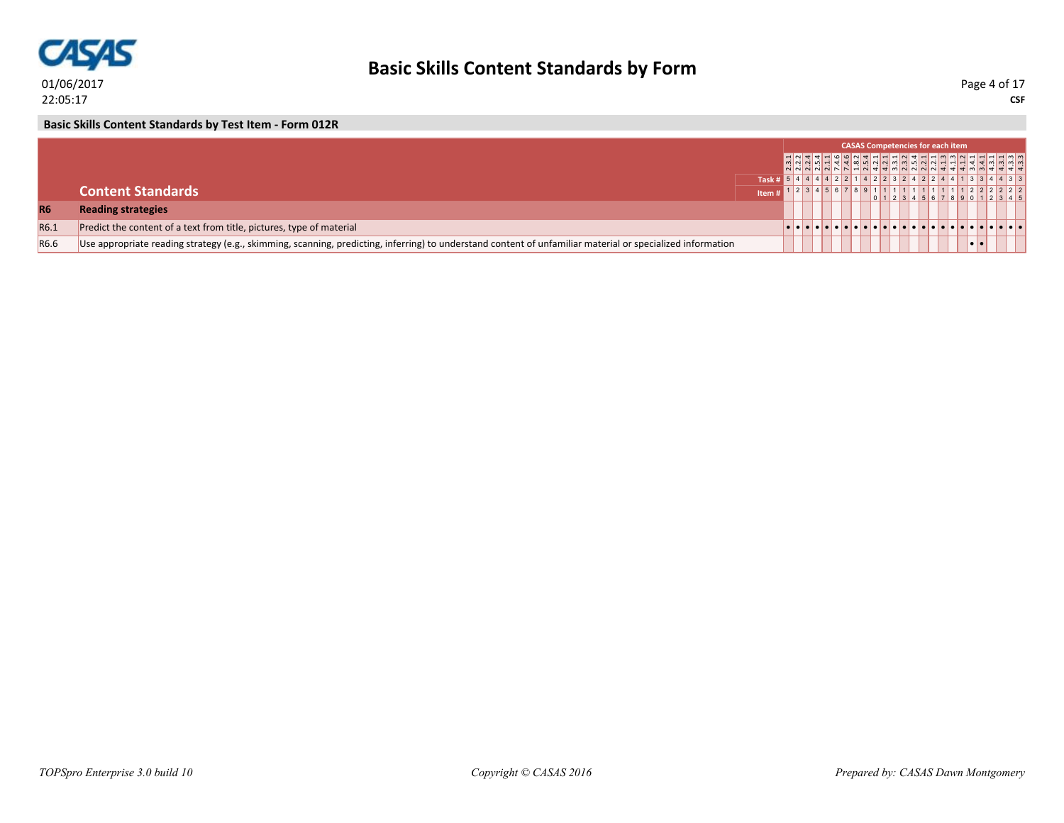# Basic Skills Content Standards by Form

## Basic Skills Content Standards by Test Item - Form 012R

| | Content Standards | 1 | 2 | 3 | 4 | 5 | 6 | 7 | 8 | 9 | 10 | 11 | 12 | 13 | 14 | 15 | 16 | 17 | 18 | 19 | 20 | 21 | 22 | 23 | 24 | 25 |
|---|---|---|---|---|---|---|---|---|---|---|---|---|---|---|---|---|---|---|---|---|---|---|---|---|---|---|
| | CASAS Competencies for each item | 2.3.1 | 2.2.2 | 2.2.4 | 2.5.4 | 2.1.1 | 7.4.6 | 7.4.6 | 1.8.2 | 2.5.4 | 4.2.1 | 4.2.1 | 3.3.1 | 2.3.2 | 2.5.4 | 2.2.1 | 2.2.1 | 4.1.3 | 4.1.3 | 4.1.2 | 3.4.1 | 3.4.1 | 4.3.1 | 4.3.1 | 4.3.3 | 4.3.3 |
| | Task # | 5 | 4 | 4 | 4 | 4 | 2 | 2 | 1 | 4 | 2 | 2 | 3 | 2 | 4 | 2 | 2 | 4 | 4 | 1 | 3 | 3 | 4 | 4 | 3 | 3 |
| **R6** | **Reading strategies** | | | | | | | | | | | | | | | | | | | | | | | | | |
| R6.1 | Predict the content of a text from title, pictures, type of material | • | • | • | • | • | • | • | • | • | • | • | • | • | • | • | • | • | • | • | • | • | • | • | • | • |
| R6.6 | Use appropriate reading strategy (e.g., skimming, scanning, predicting, inferring) to understand content of unfamiliar material or specialized information | | | | | | | | | | | | | | | | | | | | • | • | | | | |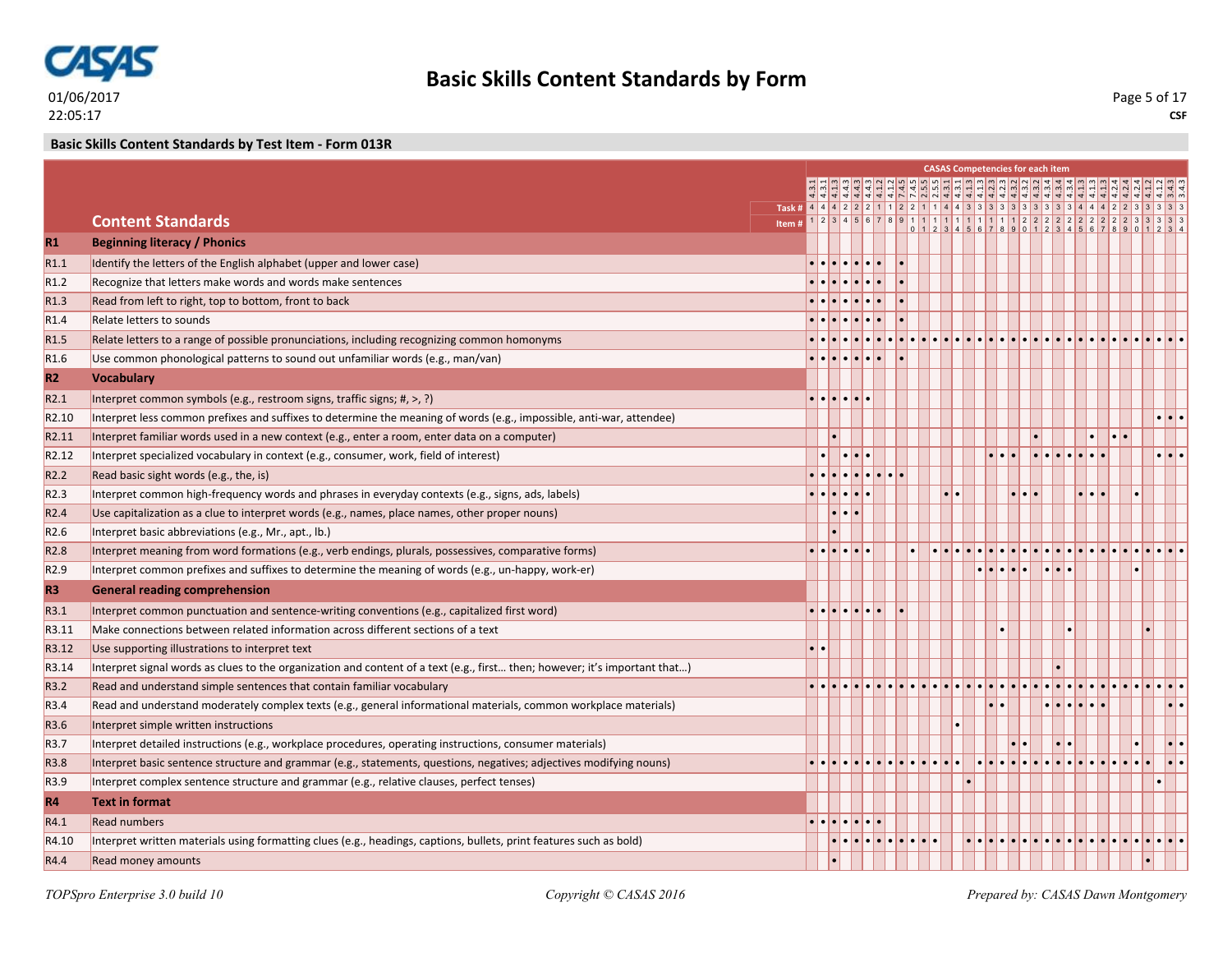## Basic Skills Content Standards by Test Item - Form 013R

Columns 1–34 are test items. "CASAS Competencies for each item" spans all item columns.

| | Content Standards | 1 | 2 | 3 | 4 | 5 | 6 | 7 | 8 | 9 | 10 | 11 | 12 | 13 | 14 | 15 | 16 | 17 | 18 | 19 | 20 | 21 | 22 | 23 | 24 | 25 | 26 | 27 | 28 | 29 | 30 | 31 | 32 | 33 | 34 |
|---|---|---|---|---|---|---|---|---|---|---|---|---|---|---|---|---|---|---|---|---|---|---|---|---|---|---|---|---|---|---|---|---|---|---|---|
| | CASAS Competencies for each item | 4.3.1 | 4.3.1 | 4.1.3 | 4.4.3 | 4.4.3 | 4.4.3 | 4.1.2 | 4.1.2 | 7.4.5 | 7.4.5 | 2.5.5 | 2.5.5 | 4.3.1 | 4.1.3 | 4.1.3 | 4.2.3 | 4.2.3 | 4.3.2 | 4.3.2 | 4.3.2 | 4.3.4 | 4.3.4 | 4.3.4 | 4.1.3 | 4.1.3 | 4.1.3 | 4.2.4 | 4.2.4 | 4.2.4 | 4.1.2 | 4.1.2 | 3.4.3 | 3.4.3 | 3.4.3 |
| | Task # | 4 | 4 | 4 | 2 | 2 | 2 | 1 | 1 | 2 | 2 | 1 | 1 | 4 | 4 | 3 | 3 | 3 | 3 | 3 | 3 | 3 | 3 | 3 | 3 | 4 | 4 | 4 | 2 | 2 | 3 | 3 | 3 | 3 | 3 |
| | Item # | 1 | 2 | 3 | 4 | 5 | 6 | 7 | 8 | 9 | 10 | 11 | 12 | 13 | 14 | 15 | 16 | 17 | 18 | 19 | 20 | 21 | 22 | 23 | 24 | 25 | 26 | 27 | 28 | 29 | 30 | 31 | 32 | 33 | 34 |
| **R1** | **Beginning literacy / Phonics** | | | | | | | | | | | | | | | | | | | | | | | | | | | | | | | | | | |
| R1.1 | Identify the letters of the English alphabet (upper and lower case) | • | • | • | • | • | • | • | | • | | | | | | | | | | | | | | | | | | | | | | | | | |
| R1.2 | Recognize that letters make words and words make sentences | • | • | • | • | • | • | • | | • | | | | | | | | | | | | | | | | | | | | | | | | | |
| R1.3 | Read from left to right, top to bottom, front to back | • | • | • | • | • | • | • | | • | | | | | | | | | | | | | | | | | | | | | | | | | |
| R1.4 | Relate letters to sounds | • | • | • | • | • | • | • | | • | | | | | | | | | | | | | | | | | | | | | | | | | |
| R1.5 | Relate letters to a range of possible pronunciations, including recognizing common homonyms | • | • | • | • | • | • | • | • | • | • | • | • | • | • | • | • | • | • | • | • | • | • | • | • | • | • | • | • | • | • | • | • | • | • |
| R1.6 | Use common phonological patterns to sound out unfamiliar words (e.g., man/van) | • | • | • | • | • | • | • | | • | | | | | | | | | | | | | | | | | | | | | | | | | |
| **R2** | **Vocabulary** | | | | | | | | | | | | | | | | | | | | | | | | | | | | | | | | | | |
| R2.1 | Interpret common symbols (e.g., restroom signs, traffic signs; #, >, ?) | • | • | • | • | • | • | | | | | | | | | | | | | | | | | | | | | | | | | | | | |
| R2.10 | Interpret less common prefixes and suffixes to determine the meaning of words (e.g., impossible, anti-war, attendee) | | | | | | | | | | | | | | | | | | | | | | | | | | | | | | | | • | • | • |
| R2.11 | Interpret familiar words used in a new context (e.g., enter a room, enter data on a computer) | | | • | | | | | | | | | | | | | | | | | | • | | | | | • | | • | • | | | | | |
| R2.12 | Interpret specialized vocabulary in context (e.g., consumer, work, field of interest) | | • | | • | • | • | | | | | | | | | | | • | • | • | | • | • | • | • | • | • | • | | | | | • | • | • |
| R2.2 | Read basic sight words (e.g., the, is) | • | • | • | • | • | • | • | • | • | | | | | | | | | | | | | | | | | | | | | | | | | |
| R2.3 | Interpret common high-frequency words and phrases in everyday contexts (e.g., signs, ads, labels) | • | • | • | • | • | • | | | | | | | • | • | | | | | • | • | • | | | | • | • | • | | | • | | | | |
| R2.4 | Use capitalization as a clue to interpret words (e.g., names, place names, other proper nouns) | | | • | • | • | | | | | | | | | | | | | | | | | | | | | | | | | | | | | |
| R2.6 | Interpret basic abbreviations (e.g., Mr., apt., lb.) | | | • | | | | | | | | | | | | | | | | | | | | | | | | | | | | | | | |
| R2.8 | Interpret meaning from word formations (e.g., verb endings, plurals, possessives, comparative forms) | • | • | • | • | • | • | | | | • | | • | • | • | • | • | • | • | • | • | • | • | • | • | • | • | • | • | • | • | • | • | • | • |
| R2.9 | Interpret common prefixes and suffixes to determine the meaning of words (e.g., un-happy, work-er) | | | | | | | | | | | | | | | | • | • | • | • | • | | • | • | • | | | | | | • | | | | |
| **R3** | **General reading comprehension** | | | | | | | | | | | | | | | | | | | | | | | | | | | | | | | | | | |
| R3.1 | Interpret common punctuation and sentence-writing conventions (e.g., capitalized first word) | • | • | • | • | • | • | • | | • | | | | | | | | | | | | | | | | | | | | | | | | | |
| R3.11 | Make connections between related information across different sections of a text | | | | | | | | | | | | | | | | | | • | | | | | | • | | | | | | | • | | | |
| R3.12 | Use supporting illustrations to interpret text | • | • | | | | | | | | | | | | | | | | | | | | | | | | | | | | | | | | |
| R3.14 | Interpret signal words as clues to the organization and content of a text (e.g., first… then; however; it's important that…) | | | | | | | | | | | | | | | | | | | | | | | • | | | | | | | | | | | |
| R3.2 | Read and understand simple sentences that contain familiar vocabulary | • | • | • | • | • | • | • | • | • | • | • | • | • | • | • | • | • | • | • | • | • | • | • | • | • | • | • | • | • | • | • | • | • | • |
| R3.4 | Read and understand moderately complex texts (e.g., general informational materials, common workplace materials) | | | | | | | | | | | | | | | | | • | • | | | | • | • | • | • | • | • | | | | | | • | • |
| R3.6 | Interpret simple written instructions | | | | | | | | | | | | | | • | | | | | | | | | | | | | | | | | | | | |
| R3.7 | Interpret detailed instructions (e.g., workplace procedures, operating instructions, consumer materials) | | | | | | | | | | | | | | | | | | | • | • | | | • | • | | | | | | • | | | • | • |
| R3.8 | Interpret basic sentence structure and grammar (e.g., statements, questions, negatives; adjectives modifying nouns) | • | • | • | • | • | • | • | • | • | • | • | • | • | • | | • | • | • | • | • | • | • | • | • | • | • | • | • | • | • | • | | • | • |
| R3.9 | Interpret complex sentence structure and grammar (e.g., relative clauses, perfect tenses) | | | | | | | | | | | | | | | • | | | | | | | | | | | | | | | | | • | | |
| **R4** | **Text in format** | | | | | | | | | | | | | | | | | | | | | | | | | | | | | | | | | | |
| R4.1 | Read numbers | • | • | • | • | • | • | • | | | | | | | | | | | | | | | | | | | | | | | | | | | |
| R4.10 | Interpret written materials using formatting clues (e.g., headings, captions, bullets, print features such as bold) | | | • | • | • | • | • | • | • | • | • | • | | | • | • | • | • | • | • | • | • | • | • | • | • | • | • | • | • | • | • | • | • |
| R4.4 | Read money amounts | | | • | | | | | | | | | | | | | | | | | | | | | | | | | | | | • | | | |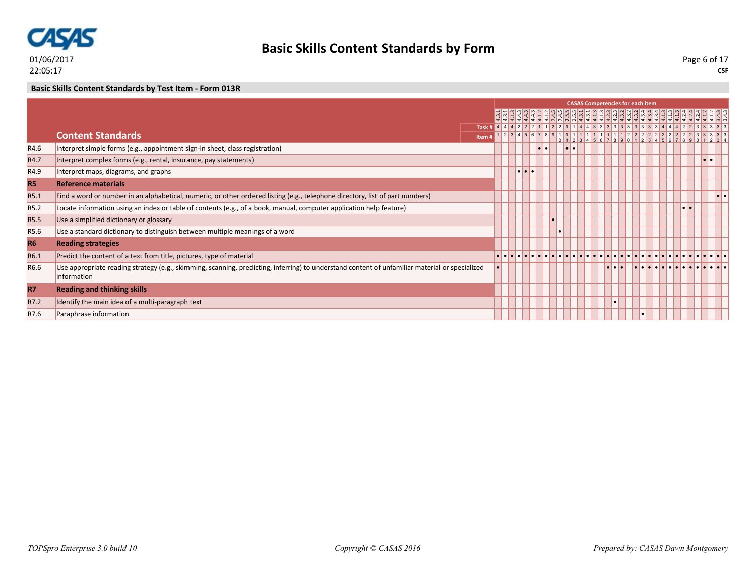01/06/2017
22:05:17

# Basic Skills Content Standards by Form

CSF

## Basic Skills Content Standards by Test Item - Form 013R

| | Content Standards | CASAS Competencies for each item | | | | | | | | | | | | | | | | | | | | | | | | | | | | | | | | | |
|---|---|---|---|---|---|---|---|---|---|---|---|---|---|---|---|---|---|---|---|---|---|---|---|---|---|---|---|---|---|---|---|---|---|---|---|
| | Competency | 4.3.1 | 4.3.1 | 4.1.3 | 4.4.3 | 4.4.3 | 4.4.3 | 4.1.2 | 4.1.2 | 7.4.5 | 7.4.5 | 2.5.5 | 2.5.5 | 4.3.1 | 4.3.1 | 4.1.3 | 4.1.3 | 4.2.3 | 4.2.3 | 4.3.2 | 4.3.2 | 4.3.2 | 4.3.4 | 4.3.4 | 4.3.4 | 4.1.3 | 4.1.3 | 4.1.3 | 4.2.4 | 4.2.4 | 4.2.4 | 4.1.2 | 4.1.2 | 3.4.3 | 3.4.3 |
| | Task # | 4 | 4 | 4 | 2 | 2 | 2 | 1 | 1 | 2 | 2 | 1 | 1 | 4 | 4 | 3 | 3 | 3 | 3 | 3 | 3 | 3 | 3 | 3 | 3 | 4 | 4 | 4 | 2 | 2 | 2 | 3 | 3 | 3 | 3 |
| | Item # | 1 | 2 | 3 | 4 | 5 | 6 | 7 | 8 | 9 | 10 | 11 | 12 | 13 | 14 | 15 | 16 | 17 | 18 | 19 | 20 | 21 | 22 | 23 | 24 | 25 | 26 | 27 | 28 | 29 | 30 | 31 | 32 | 33 | 34 |
| R4.6 | Interpret simple forms (e.g., appointment sign-in sheet, class registration) | | | | | | | • | • | | | • | • | | | | | | | | | | | | | | | | | | | | | | |
| R4.7 | Interpret complex forms (e.g., rental, insurance, pay statements) | | | | | | | | | | | | | | | | | | | | | | | | | | | | | | | • | • | | |
| R4.9 | Interpret maps, diagrams, and graphs | | | | • | • | • | | | | | | | | | | | | | | | | | | | | | | | | | | | | |
| **R5** | **Reference materials** | | | | | | | | | | | | | | | | | | | | | | | | | | | | | | | | | | |
| R5.1 | Find a word or number in an alphabetical, numeric, or other ordered listing (e.g., telephone directory, list of part numbers) | | | | | | | | | | | | | | | | | | | | | | | | | | | | | | | | | • | • |
| R5.2 | Locate information using an index or table of contents (e.g., of a book, manual, computer application help feature) | | | | | | | | | | | | | | | | | | | | | | | | | | | | • | • | | | | | |
| R5.5 | Use a simplified dictionary or glossary | | | | | | | | | • | | | | | | | | | | | | | | | | | | | | | | | | | |
| R5.6 | Use a standard dictionary to distinguish between multiple meanings of a word | | | | | | | | | | • | | | | | | | | | | | | | | | | | | | | | | | | |
| **R6** | **Reading strategies** | | | | | | | | | | | | | | | | | | | | | | | | | | | | | | | | | | |
| R6.1 | Predict the content of a text from title, pictures, type of material | • | • | • | • | • | • | • | • | • | • | • | • | • | • | • | • | • | • | • | • | • | • | • | • | • | • | • | • | • | • | • | • | • | • |
| R6.6 | Use appropriate reading strategy (e.g., skimming, scanning, predicting, inferring) to understand content of unfamiliar material or specialized information | • | | | | | | | | | | | | | | | | • | • | • | | • | • | • | • | • | • | • | • | • | • | • | • | • | • |
| **R7** | **Reading and thinking skills** | | | | | | | | | | | | | | | | | | | | | | | | | | | | | | | | | | |
| R7.2 | Identify the main idea of a multi-paragraph text | | | | | | | | | | | | | | | | | | • | | | | | | | | | | | | | | | | |
| R7.6 | Paraphrase information | | | | | | | | | | | | | | | | | | | | | | • | | | | | | | | | | | | |

*TOPSpro Enterprise 3.0 build 10* *Copyright © CASAS 2016* *Prepared by: CASAS Dawn Montgomery*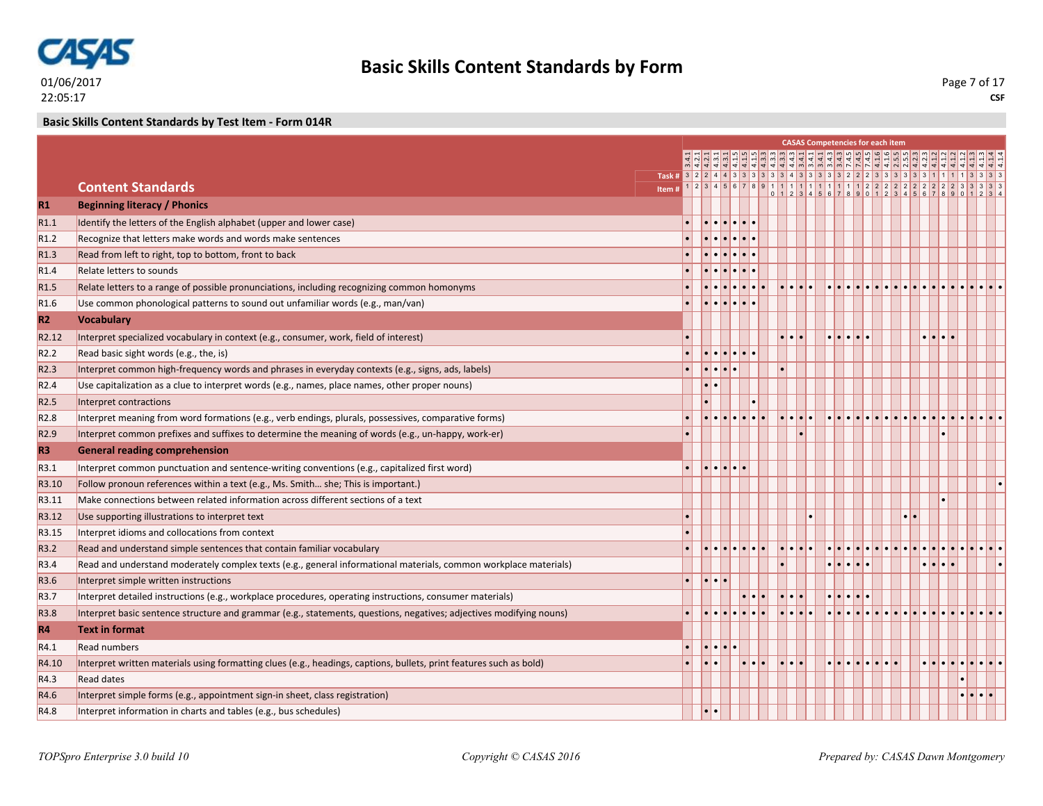# Basic Skills Content Standards by Form

01/06/2017
22:05:17

CSF

## Basic Skills Content Standards by Test Item - Form 014R

CASAS Competencies for each item

| Code | Content Standards | 1 | 2 | 3 | 4 | 5 | 6 | 7 | 8 | 9 | 10 | 11 | 12 | 13 | 14 | 15 | 16 | 17 | 18 | 19 | 20 | 21 | 22 | 23 | 24 | 25 | 26 | 27 | 28 | 29 | 30 | 31 | 32 | 33 | 34 |
|---|---|---|---|---|---|---|---|---|---|---|---|---|---|---|---|---|---|---|---|---|---|---|---|---|---|---|---|---|---|---|---|---|---|---|---|
| | Competency | 3.4.1 | 4.2.1 | 4.2.1 | 4.3.1 | 4.3.1 | 4.1.5 | 4.1.5 | 4.1.5 | 4.3.3 | 4.3.3 | 4.3.3 | 4.4.3 | 3.4.1 | 3.4.1 | 3.4.1 | 3.4.3 | 3.4.3 | 7.4.5 | 7.4.5 | 7.4.5 | 4.1.6 | 4.1.6 | 2.5.5 | 2.5.5 | 4.2.3 | 4.2.3 | 4.1.2 | 4.1.2 | 4.1.2 | 4.1.2 | 4.1.3 | 4.1.3 | 4.1.4 | 4.1.4 |
| | Task # | 3 | 2 | 2 | 4 | 4 | 3 | 3 | 3 | 3 | 3 | 3 | 4 | 3 | 3 | 3 | 3 | 3 | 2 | 2 | 2 | 3 | 3 | 3 | 3 | 3 | 3 | 1 | 1 | 1 | 1 | 1 | 3 | 3 | 3 |
| **R1** | **Beginning literacy / Phonics** | | | | | | | | | | | | | | | | | | | | | | | | | | | | | | | | | | |
| R1.1 | Identify the letters of the English alphabet (upper and lower case) | • | | • | • | • | • | • | • | | | | | | | | | | | | | | | | | | | | | | | | | | |
| R1.2 | Recognize that letters make words and words make sentences | • | | • | • | • | • | • | • | | | | | | | | | | | | | | | | | | | | | | | | | | |
| R1.3 | Read from left to right, top to bottom, front to back | • | | • | • | • | • | • | • | | | | | | | | | | | | | | | | | | | | | | | | | | |
| R1.4 | Relate letters to sounds | • | | • | • | • | • | • | • | | | | | | | | | | | | | | | | | | | | | | | | | | |
| R1.5 | Relate letters to a range of possible pronunciations, including recognizing common homonyms | • | | • | • | • | • | • | • | • | | • | • | • | • | | • | • | • | • | • | • | • | • | • | • | • | • | • | • | • | • | • | • | • |
| R1.6 | Use common phonological patterns to sound out unfamiliar words (e.g., man/van) | • | | • | • | • | • | • | • | | | | | | | | | | | | | | | | | | | | | | | | | | |
| **R2** | **Vocabulary** | | | | | | | | | | | | | | | | | | | | | | | | | | | | | | | | | | |
| R2.12 | Interpret specialized vocabulary in context (e.g., consumer, work, field of interest) | • | | | | | | | | | | • | • | • | | | • | • | • | • | • | | | | | | • | • | • | • | | | | | |
| R2.2 | Read basic sight words (e.g., the, is) | • | | • | • | • | • | • | • | | | | | | | | | | | | | | | | | | | | | | | | | | |
| R2.3 | Interpret common high-frequency words and phrases in everyday contexts (e.g., signs, ads, labels) | • | | • | • | • | • | | | | | • | | | | | | | | | | | | | | | | | | | | | | | |
| R2.4 | Use capitalization as a clue to interpret words (e.g., names, place names, other proper nouns) | | | • | • | | | | | | | | | | | | | | | | | | | | | | | | | | | | | | |
| R2.5 | Interpret contractions | | | • | | | | | • | | | | | | | | | | | | | | | | | | | | | | | | | | |
| R2.8 | Interpret meaning from word formations (e.g., verb endings, plurals, possessives, comparative forms) | • | | • | • | • | • | • | • | • | | • | • | • | • | | • | • | • | • | • | • | • | • | • | • | • | • | • | • | • | • | • | • | • |
| R2.9 | Interpret common prefixes and suffixes to determine the meaning of words (e.g., un-happy, work-er) | • | | | | | | | | | | | | • | | | | | | | | | | | | | | | • | | | | | | |
| **R3** | **General reading comprehension** | | | | | | | | | | | | | | | | | | | | | | | | | | | | | | | | | | |
| R3.1 | Interpret common punctuation and sentence-writing conventions (e.g., capitalized first word) | • | | • | • | • | • | • | | | | | | | | | | | | | | | | | | | | | | | | | | | |
| R3.10 | Follow pronoun references within a text (e.g., Ms. Smith… she; This is important.) | | | | | | | | | | | | | | | | | | | | | | | | | | | | | | | | | | • |
| R3.11 | Make connections between related information across different sections of a text | | | | | | | | | | | | | | | | | | | | | | | | | | | | • | | | | | | |
| R3.12 | Use supporting illustrations to interpret text | • | | | | | | | | | | | | | • | | | | | | | | | | • | • | | | | | | | | | |
| R3.15 | Interpret idioms and collocations from context | • | | | | | | | | | | | | | | | | | | | | | | | | | | | | | | | | | |
| R3.2 | Read and understand simple sentences that contain familiar vocabulary | • | | • | • | • | • | • | • | • | | • | • | • | • | | • | • | • | • | • | • | • | • | • | • | • | • | • | • | • | • | • | • | • |
| R3.4 | Read and understand moderately complex texts (e.g., general informational materials, common workplace materials) | | | | | | | | | | | • | | | | | • | • | • | • | • | | | | | | • | • | • | • | | | | | • |
| R3.6 | Interpret simple written instructions | • | | • | • | • | | | | | | | | | | | | | | | | | | | | | | | | | | | | | |
| R3.7 | Interpret detailed instructions (e.g., workplace procedures, operating instructions, consumer materials) | | | | | | | • | • | • | | • | • | • | | | • | • | • | • | • | | | | | | | | | | | | | | |
| R3.8 | Interpret basic sentence structure and grammar (e.g., statements, questions, negatives; adjectives modifying nouns) | • | | • | • | • | • | • | • | • | | • | • | • | • | | • | • | • | • | • | • | • | • | • | • | • | • | • | • | • | • | • | • | • |
| **R4** | **Text in format** | | | | | | | | | | | | | | | | | | | | | | | | | | | | | | | | | | |
| R4.1 | Read numbers | • | | • | • | • | • | | | | | | | | | | | | | | | | | | | | | | | | | | | | |
| R4.10 | Interpret written materials using formatting clues (e.g., headings, captions, bullets, print features such as bold) | • | | • | • | | | • | • | • | | • | • | • | | | • | • | • | • | • | • | • | • | | | • | • | • | • | • | • | • | • | • |
| R4.3 | Read dates | | | | | | | | | | | | | | | | | | | | | | | | | | | | | | • | | | | |
| R4.6 | Interpret simple forms (e.g., appointment sign-in sheet, class registration) | | | | | | | | | | | | | | | | | | | | | | | | | | | | | | • | • | • | • | |
| R4.8 | Interpret information in charts and tables (e.g., bus schedules) | | | • | • | | | | | | | | | | | | | | | | | | | | | | | | | | | | | | |

*TOPSpro Enterprise 3.0 build 10* *Copyright © CASAS 2016* *Prepared by: CASAS Dawn Montgomery*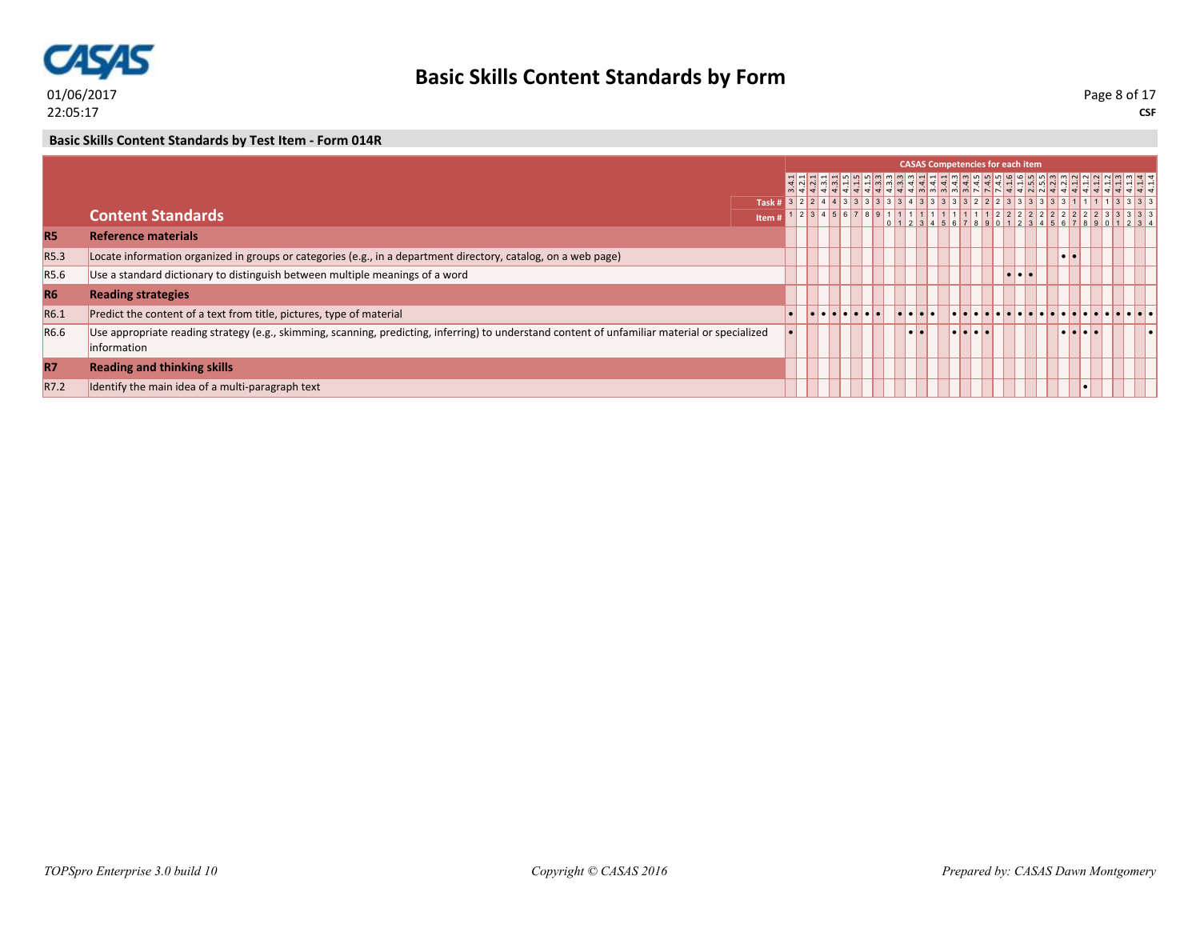## Basic Skills Content Standards by Form

### Basic Skills Content Standards by Test Item - Form 014R

| | Content Standards | 3.4.1 | 4.2.1 | 4.2.1 | 4.3.1 | 4.3.1 | 4.1.5 | 4.1.5 | 4.1.5 | 4.3.3 | 4.3.3 | 4.3.3 | 4.4.3 | 3.4.1 | 3.4.1 | 3.4.1 | 3.4.3 | 3.4.3 | 7.4.5 | 7.4.5 | 7.4.5 | 4.1.6 | 4.1.6 | 2.5.5 | 2.5.5 | 4.2.3 | 4.2.3 | 4.1.2 | 4.1.2 | 4.1.2 | 4.1.2 | 4.1.3 | 4.1.3 | 4.1.4 | 4.1.4 |
|---|---|---|---|---|---|---|---|---|---|---|---|---|---|---|---|---|---|---|---|---|---|---|---|---|---|---|---|---|---|---|---|---|---|---|---|
| | Task # | 3 | 2 | 2 | 4 | 4 | 3 | 3 | 3 | 3 | 3 | 3 | 4 | 3 | 3 | 3 | 3 | 3 | 2 | 2 | 2 | 3 | 3 | 3 | 3 | 3 | 3 | 1 | 1 | 1 | 1 | 3 | 3 | 3 | 3 |
| | Item # | 1 | 2 | 3 | 4 | 5 | 6 | 7 | 8 | 9 | 10 | 11 | 12 | 13 | 14 | 15 | 16 | 17 | 18 | 19 | 20 | 21 | 22 | 23 | 24 | 25 | 26 | 27 | 28 | 29 | 30 | 31 | 32 | 33 | 34 |
| **R5** | **Reference materials** | | | | | | | | | | | | | | | | | | | | | | | | | | | | | | | | | | |
| R5.3 | Locate information organized in groups or categories (e.g., in a department directory, catalog, on a web page) | | | | | | | | | | | | | | | | | | | | | | | | | | • | • | | | | | | | |
| R5.6 | Use a standard dictionary to distinguish between multiple meanings of a word | | | | | | | | | | | | | | | | | | | | | • | • | • | | | | | | | | | | | |
| **R6** | **Reading strategies** | | | | | | | | | | | | | | | | | | | | | | | | | | | | | | | | | | |
| R6.1 | Predict the content of a text from title, pictures, type of material | • | | • | • | • | • | • | • | • | | • | • | • | • | | • | • | • | • | • | • | • | • | • | • | • | • | • | • | • | • | • | • | • |
| R6.6 | Use appropriate reading strategy (e.g., skimming, scanning, predicting, inferring) to understand content of unfamiliar material or specialized information | • | | | | | | | | | | | • | • | | | • | • | • | • | | | | | | | • | • | • | • | | | | | • |
| **R7** | **Reading and thinking skills** | | | | | | | | | | | | | | | | | | | | | | | | | | | | | | | | | | |
| R7.2 | Identify the main idea of a multi-paragraph text | | | | | | | | | | | | | | | | | | | | | | | | | | | | • | | | | | | |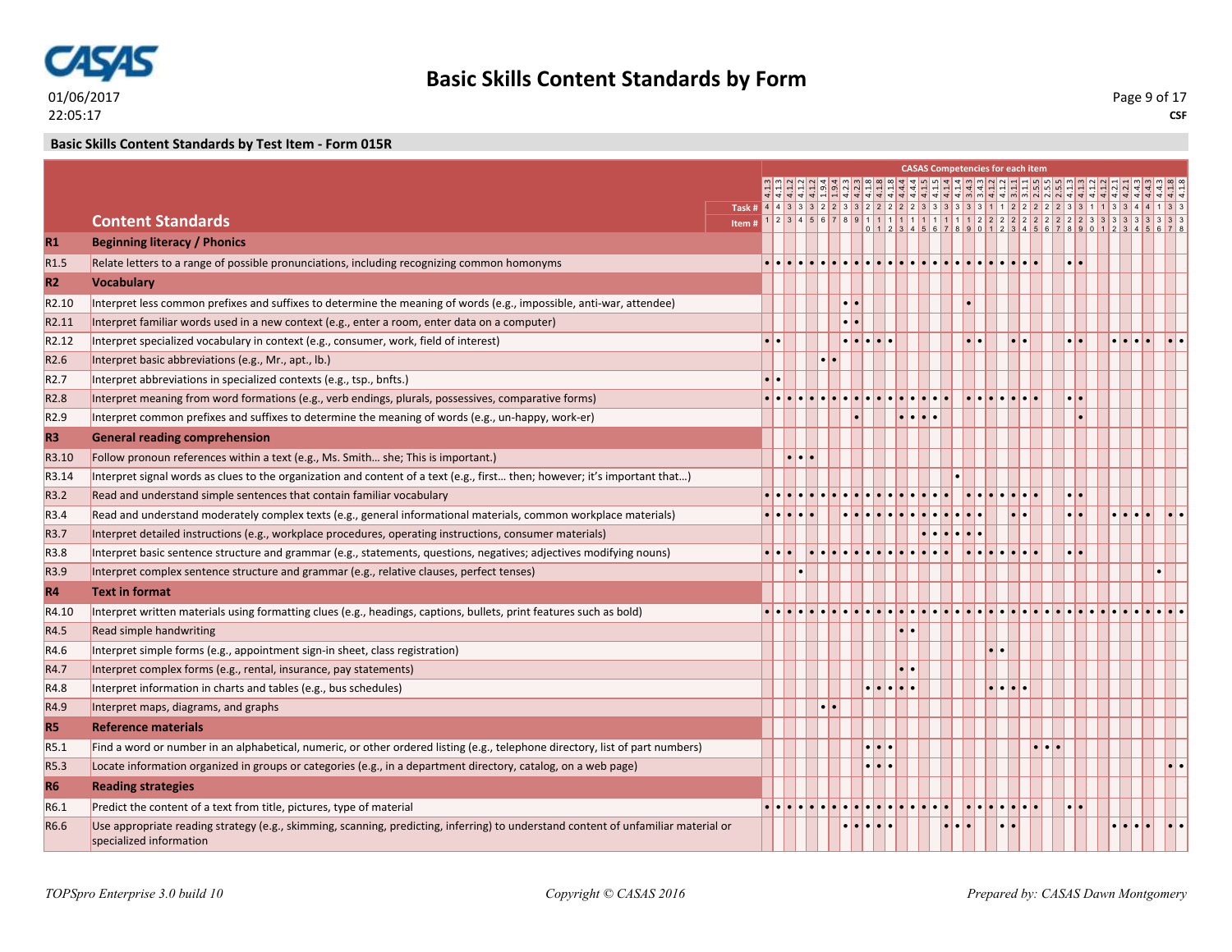# Basic Skills Content Standards by Form

01/06/2017
22:05:17

CSF

## Basic Skills Content Standards by Test Item - Form 015R

CASAS Competencies for each item

| | Content Standards | | | | | | | | | | | | | | | | | | | | | | | | | | | | | | | | | | | | | | |
|---|---|---|---|---|---|---|---|---|---|---|---|---|---|---|---|---|---|---|---|---|---|---|---|---|---|---|---|---|---|---|---|---|---|---|---|---|---|---|---|
| | **Competency** | 4.1.3 | 4.1.3 | 4.1.2 | 4.1.2 | 4.1.2 | 1.9.4 | 1.9.4 | 4.2.3 | 4.2.3 | 4.1.8 | 4.1.8 | 4.1.8 | 4.4.4 | 4.4.4 | 4.1.5 | 4.1.5 | 4.1.4 | 4.1.4 | 3.4.3 | 3.4.3 | 4.1.2 | 4.1.2 | 3.1.1 | 3.1.1 | 2.5.5 | 2.5.5 | 2.5.5 | 4.1.3 | 4.1.3 | 4.1.2 | 4.1.2 | 4.2.1 | 4.2.1 | 4.4.3 | 4.4.3 | 4.4.3 | 4.1.8 | 4.1.8 |
| | **Task #** | 4 | 4 | 3 | 3 | 3 | 2 | 2 | 3 | 3 | 2 | 2 | 2 | 2 | 2 | 3 | 3 | 3 | 3 | 3 | 3 | 1 | 1 | 2 | 2 | 2 | 2 | 2 | 3 | 3 | 1 | 1 | 3 | 3 | 4 | 4 | 1 | 3 | 3 |
| | **Item #** | 1 | 2 | 3 | 4 | 5 | 6 | 7 | 8 | 9 | 10 | 11 | 12 | 13 | 14 | 15 | 16 | 17 | 18 | 19 | 20 | 21 | 22 | 23 | 24 | 25 | 26 | 27 | 28 | 29 | 30 | 31 | 32 | 33 | 34 | 35 | 36 | 37 | 38 |
| **R1** | **Beginning literacy / Phonics** | | | | | | | | | | | | | | | | | | | | | | | | | | | | | | | | | | | | | | |
| R1.5 | Relate letters to a range of possible pronunciations, including recognizing common homonyms | • | • | • | • | • | • | • | • | • | • | • | • | • | • | • | • | • | • | • | • | • | • | • | • | • | | | • | • | | | | | | | | | |
| **R2** | **Vocabulary** | | | | | | | | | | | | | | | | | | | | | | | | | | | | | | | | | | | | | | |
| R2.10 | Interpret less common prefixes and suffixes to determine the meaning of words (e.g., impossible, anti-war, attendee) | | | | | | | | • | • | | | | | | | | | | • | | | | | | | | | | | | | | | | | | | |
| R2.11 | Interpret familiar words used in a new context (e.g., enter a room, enter data on a computer) | | | | | | | | • | • | | | | | | | | | | | | | | | | | | | | | | | | | | | | | |
| R2.12 | Interpret specialized vocabulary in context (e.g., consumer, work, field of interest) | • | • | | | | | | • | • | • | • | • | | | | | | | • | • | | | • | • | | | | • | • | | | • | • | • | • | | • | • |
| R2.6 | Interpret basic abbreviations (e.g., Mr., apt., lb.) | | | | | | • | • | | | | | | | | | | | | | | | | | | | | | | | | | | | | | | | |
| R2.7 | Interpret abbreviations in specialized contexts (e.g., tsp., bnfts.) | • | • | | | | | | | | | | | | | | | | | | | | | | | | | | | | | | | | | | | | |
| R2.8 | Interpret meaning from word formations (e.g., verb endings, plurals, possessives, comparative forms) | • | • | • | • | • | • | • | • | • | • | • | • | • | • | • | • | • | | • | • | • | • | • | • | • | | | • | • | | | | | | | | | |
| R2.9 | Interpret common prefixes and suffixes to determine the meaning of words (e.g., un-happy, work-er) | | | | | | | | | • | | | | • | • | • | • | | | | | | | | | | | | | • | | | | | | | | | |
| **R3** | **General reading comprehension** | | | | | | | | | | | | | | | | | | | | | | | | | | | | | | | | | | | | | | |
| R3.10 | Follow pronoun references within a text (e.g., Ms. Smith... she; This is important.) | | | • | • | • | | | | | | | | | | | | | | | | | | | | | | | | | | | | | | | | | |
| R3.14 | Interpret signal words as clues to the organization and content of a text (e.g., first... then; however; it's important that...) | | | | | | | | | | | | | | | | | | • | | | | | | | | | | | | | | | | | | | | |
| R3.2 | Read and understand simple sentences that contain familiar vocabulary | • | • | • | • | • | • | • | • | • | • | • | • | • | • | • | • | • | | • | • | • | • | • | • | • | | | • | • | | | | | | | | | |
| R3.4 | Read and understand moderately complex texts (e.g., general informational materials, common workplace materials) | • | • | • | • | • | | | • | • | • | • | • | • | • | • | • | • | • | • | • | | | • | • | | | | • | • | | | • | • | • | • | | • | • |
| R3.7 | Interpret detailed instructions (e.g., workplace procedures, operating instructions, consumer materials) | | | | | | | | | | | | | | | • | • | • | • | • | • | | | | | | | | | | | | | | | | | | |
| R3.8 | Interpret basic sentence structure and grammar (e.g., statements, questions, negatives; adjectives modifying nouns) | • | • | • | | • | • | • | • | • | • | • | • | • | • | • | • | • | | • | • | • | • | • | • | • | | | • | • | | | | | | | | | |
| R3.9 | Interpret complex sentence structure and grammar (e.g., relative clauses, perfect tenses) | | | | • | | | | | | | | | | | | | | | | | | | | | | | | | | | | | | | | • | | |
| **R4** | **Text in format** | | | | | | | | | | | | | | | | | | | | | | | | | | | | | | | | | | | | | | |
| R4.10 | Interpret written materials using formatting clues (e.g., headings, captions, bullets, print features such as bold) | • | • | • | • | • | • | • | • | • | • | • | • | • | • | • | • | • | • | • | • | • | • | • | • | • | • | • | • | • | • | • | • | • | • | • | • | • | • |
| R4.5 | Read simple handwriting | | | | | | | | | | | | | | | • | • | | | | | | | | | | | | | | | | | | | | | | |
| R4.6 | Interpret simple forms (e.g., appointment sign-in sheet, class registration) | | | | | | | | | | | | | | | | | | | | | • | • | | | | | | | | | | | | | | | | |
| R4.7 | Interpret complex forms (e.g., rental, insurance, pay statements) | | | | | | | | | | | | | • | • | | | | | | | | | | | | | | | | | | | | | | | | |
| R4.8 | Interpret information in charts and tables (e.g., bus schedules) | | | | | | | | | | • | • | • | • | • | | | | | | | • | • | • | • | | | | | | | | | | | | | | |
| R4.9 | Interpret maps, diagrams, and graphs | | | | | | • | • | | | | | | | | | | | | | | | | | | | | | | | | | | | | | | | |
| **R5** | **Reference materials** | | | | | | | | | | | | | | | | | | | | | | | | | | | | | | | | | | | | | | |
| R5.1 | Find a word or number in an alphabetical, numeric, or other ordered listing (e.g., telephone directory, list of part numbers) | | | | | | | | | | • | • | • | | | | | | | | | | | | | • | • | • | | | | | | | | | | | |
| R5.3 | Locate information organized in groups or categories (e.g., in a department directory, catalog, on a web page) | | | | | | | | | | • | • | • | | | | | | | | | | | | | | | | | | | | | | | | | • | • |
| **R6** | **Reading strategies** | | | | | | | | | | | | | | | | | | | | | | | | | | | | | | | | | | | | | | |
| R6.1 | Predict the content of a text from title, pictures, type of material | • | • | • | • | • | • | • | • | • | • | • | • | • | • | • | • | • | | • | • | • | • | • | • | • | | | • | • | | | | | | | | | |
| R6.6 | Use appropriate reading strategy (e.g., skimming, scanning, predicting, inferring) to understand content of unfamiliar material or specialized information | | | | | | | | • | • | • | • | • | | | | | • | • | • | | | • | • | | | | | | | | | • | • | • | • | | • | • |

*TOPSpro Enterprise 3.0 build 10* *Copyright © CASAS 2016* *Prepared by: CASAS Dawn Montgomery*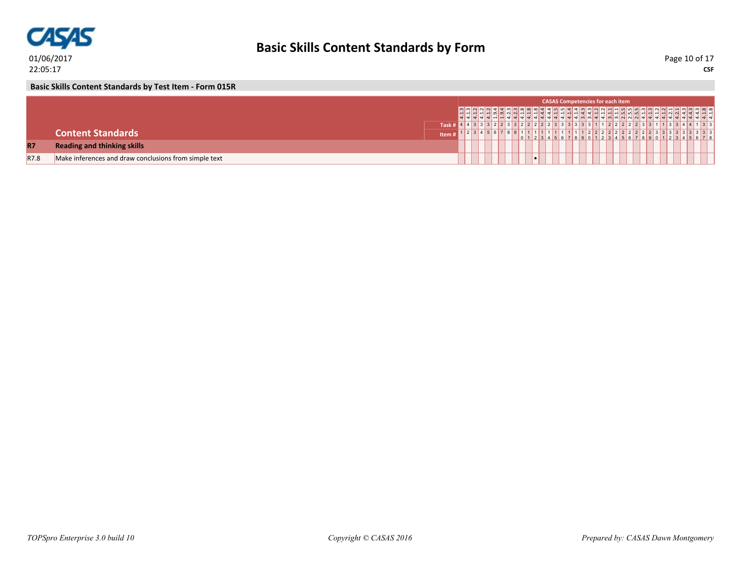01/06/2017
22:05:17

**CSF**

# Basic Skills Content Standards by Form

## Basic Skills Content Standards by Test Item - Form 015R

| | Content Standards | 1 | 2 | 3 | 4 | 5 | 6 | 7 | 8 | 9 | 10 | 11 | 12 | 13 | 14 | 15 | 16 | 17 | 18 | 19 | 20 | 21 | 22 | 23 | 24 | 25 | 26 | 27 | 28 | 29 | 30 | 31 | 32 | 33 | 34 | 35 | 36 | 37 | 38 |
|---|---|---|---|---|---|---|---|---|---|---|---|---|---|---|---|---|---|---|---|---|---|---|---|---|---|---|---|---|---|---|---|---|---|---|---|---|---|---|---|
| | CASAS Competencies for each item | 4.1.3 | 4.1.3 | 4.1.2 | 4.1.2 | 4.1.2 | 1.9.4 | 1.9.4 | 4.2.3 | 4.2.3 | 4.1.8 | 4.1.8 | 4.1.8 | 4.4.4 | 4.4.4 | 4.1.5 | 4.1.5 | 4.1.4 | 4.1.4 | 3.4.3 | 3.4.3 | 4.1.2 | 4.1.2 | 3.1.1 | 3.1.1 | 2.5.5 | 2.5.5 | 2.5.5 | 4.1.3 | 4.1.3 | 4.1.2 | 4.1.2 | 4.2.1 | 4.2.1 | 4.4.3 | 4.4.3 | 4.4.3 | 4.1.8 | 4.1.8 |
| | Task # | 4 | 4 | 3 | 3 | 3 | 2 | 2 | 3 | 3 | 2 | 2 | 2 | 2 | 2 | 3 | 3 | 3 | 3 | 3 | 3 | 1 | 1 | 2 | 2 | 2 | 2 | 2 | 3 | 3 | 1 | 1 | 3 | 3 | 4 | 4 | 1 | 3 | 3 |
| **R7** | **Reading and thinking skills** | | | | | | | | | | | | | | | | | | | | | | | | | | | | | | | | | | | | | | |
| R7.8 | Make inferences and draw conclusions from simple text | | | | | | | | | | | | • | | | | | | | | | | | | | | | | | | | | | | | | | | |

*TOPSpro Enterprise 3.0 build 10* *Copyright © CASAS 2016* *Prepared by: CASAS Dawn Montgomery*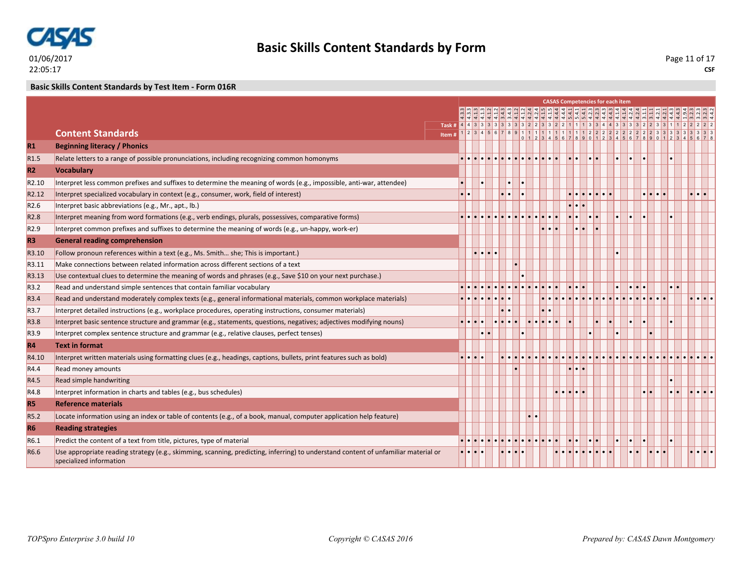## Basic Skills Content Standards by Form

01/06/2017
22:05:17

CSF

### Basic Skills Content Standards by Test Item - Form 016R

| | Content Standards | 1 | 2 | 3 | 4 | 5 | 6 | 7 | 8 | 9 | 10 | 11 | 12 | 13 | 14 | 15 | 16 | 17 | 18 | 19 | 20 | 21 | 22 | 23 | 24 | 25 | 26 | 27 | 28 | 29 | 30 | 31 | 32 | 33 | 34 | 35 | 36 | 37 | 38 |
|---|---|---|---|---|---|---|---|---|---|---|---|---|---|---|---|---|---|---|---|---|---|---|---|---|---|---|---|---|---|---|---|---|---|---|---|---|---|---|---|
| | CASAS Competencies for each item | 4.3.3 | 4.3.3 | 4.1.3 | 4.1.3 | 4.1.2 | 4.1.2 | 3.4.3 | 3.4.3 | 4.1.2 | 4.1.2 | 4.2.4 | 4.2.4 | 4.1.5 | 4.1.5 | 4.4.4 | 4.4.4 | 5.4.1 | 5.4.1 | 5.4.1 | 4.2.3 | 4.2.3 | 4.4.3 | 4.4.3 | 4.1.4 | 4.1.4 | 4.2.4 | 4.2.4 | 3.1.1 | 3.1.1 | 4.2.1 | 4.2.1 | 4.4.3 | 4.4.3 | 1.9.4 | 3.2.3 | 3.2.3 | 3.2.3 | 4.4.2 |
| | Task # | 4 | 4 | 3 | 3 | 3 | 3 | 3 | 3 | 3 | 3 | 2 | 2 | 3 | 3 | 2 | 2 | 1 | 1 | 1 | 3 | 3 | 4 | 4 | 3 | 3 | 3 | 3 | 2 | 2 | 3 | 3 | 1 | 1 | 2 | 2 | 2 | 2 | 2 |
| **R1** | **Beginning literacy / Phonics** | | | | | | | | | | | | | | | | | | | | | | | | | | | | | | | | | | | | | | |
| R1.5 | Relate letters to a range of possible pronunciations, including recognizing common homonyms | • | • | • | • | • | • | • | • | • | • | • | • | • | • | • | | • | • | | • | • | | | • | | • | | • | | | | • | | | | | | |
| **R2** | **Vocabulary** | | | | | | | | | | | | | | | | | | | | | | | | | | | | | | | | | | | | | | |
| R2.10 | Interpret less common prefixes and suffixes to determine the meaning of words (e.g., impossible, anti-war, attendee) | • | | | • | | | | • | | • | | | | | | | | | | | | | | | | | | | | | | | | | | | | |
| R2.12 | Interpret specialized vocabulary in context (e.g., consumer, work, field of interest) | • | • | | | | | • | • | | • | | | | | | | • | • | • | • | • | • | • | | | | | • | • | • | • | | | | • | • | • | |
| R2.6 | Interpret basic abbreviations (e.g., Mr., apt., lb.) | | | | | | | | | | | | | | | | | • | • | • | | | | | | | | | | | | | | | | | | | |
| R2.8 | Interpret meaning from word formations (e.g., verb endings, plurals, possessives, comparative forms) | • | • | • | • | • | • | • | • | • | • | • | • | • | • | • | | • | • | | • | • | | | • | | • | | • | | | | • | | | | | | |
| R2.9 | Interpret common prefixes and suffixes to determine the meaning of words (e.g., un-happy, work-er) | | | | | | | | | | | | | • | • | • | | | • | • | | • | | | | | | | | | | | | | | | | | |
| **R3** | **General reading comprehension** | | | | | | | | | | | | | | | | | | | | | | | | | | | | | | | | | | | | | | |
| R3.10 | Follow pronoun references within a text (e.g., Ms. Smith… she; This is important.) | | | • | • | • | • | | | | | | | | | | | | | | | | | | • | | | | | | | | | | | | | | |
| R3.11 | Make connections between related information across different sections of a text | | | | | | | | | • | | | | | | | | | | | | | | | | | | | | | | | | | | | | | |
| R3.13 | Use contextual clues to determine the meaning of words and phrases (e.g., Save $10 on your next purchase.) | | | | | | | | | | • | | | | | | | | | | | | | | | | | | | | | | | | | | | | |
| R3.2 | Read and understand simple sentences that contain familiar vocabulary | • | • | • | • | • | • | • | • | • | • | • | • | • | • | • | | • | • | • | | | | | • | | • | • | • | | | | • | • | | | | | |
| R3.4 | Read and understand moderately complex texts (e.g., general informational materials, common workplace materials) | • | • | • | • | • | • | • | • | | | | | • | • | • | • | • | • | • | • | • | • | • | • | • | • | • | • | • | • | • | | | | • | • | • | • |
| R3.7 | Interpret detailed instructions (e.g., workplace procedures, operating instructions, consumer materials) | | | | | | | • | • | | | | | • | • | | | | | | | | | | | | | | | | | | | | | | | | |
| R3.8 | Interpret basic sentence structure and grammar (e.g., statements, questions, negatives; adjectives modifying nouns) | • | • | • | • | | • | • | • | • | | • | • | • | • | • | | • | | | | • | | • | | | • | | • | | | | • | | | | | | |
| R3.9 | Interpret complex sentence structure and grammar (e.g., relative clauses, perfect tenses) | | | | • | • | | | | | • | | | | | | | | | | • | | | | • | | | | | • | | | | | | | | | |
| **R4** | **Text in format** | | | | | | | | | | | | | | | | | | | | | | | | | | | | | | | | | | | | | | |
| R4.10 | Interpret written materials using formatting clues (e.g., headings, captions, bullets, print features such as bold) | • | • | • | • | | | • | • | • | • | • | • | • | • | • | • | • | • | • | • | • | • | • | • | • | • | • | • | • | • | • | • | • | • | • | • | • | • |
| R4.4 | Read money amounts | | | | | | | | | • | | | | | | | | • | • | • | | | | | | | | | | | | | | | | | | | |
| R4.5 | Read simple handwriting | | | | | | | | | | | | | | | | | | | | | | | | | | | | | | | | • | | | | | | |
| R4.8 | Interpret information in charts and tables (e.g., bus schedules) | | | | | | | | | | | | | | | • | • | • | • | • | | | | | | | | | • | • | | | • | • | | • | • | • | • |
| **R5** | **Reference materials** | | | | | | | | | | | | | | | | | | | | | | | | | | | | | | | | | | | | | | |
| R5.2 | Locate information using an index or table of contents (e.g., of a book, manual, computer application help feature) | | | | | | | | | | | • | • | | | | | | | | | | | | | | | | | | | | | | | | | | |
| **R6** | **Reading strategies** | | | | | | | | | | | | | | | | | | | | | | | | | | | | | | | | | | | | | | |
| R6.1 | Predict the content of a text from title, pictures, type of material | • | • | • | • | • | • | • | • | • | • | • | • | • | • | • | | • | • | | • | • | | | • | | • | | • | | | | • | | | | | | |
| R6.6 | Use appropriate reading strategy (e.g., skimming, scanning, predicting, inferring) to understand content of unfamiliar material or specialized information | • | • | • | • | | | • | • | • | • | | | | | • | • | • | • | • | • | • | • | • | | | • | • | | • | • | • | | | | • | • | • | • |

*TOPSpro Enterprise 3.0 build 10* — *Copyright © CASAS 2016* — *Prepared by: CASAS Dawn Montgomery*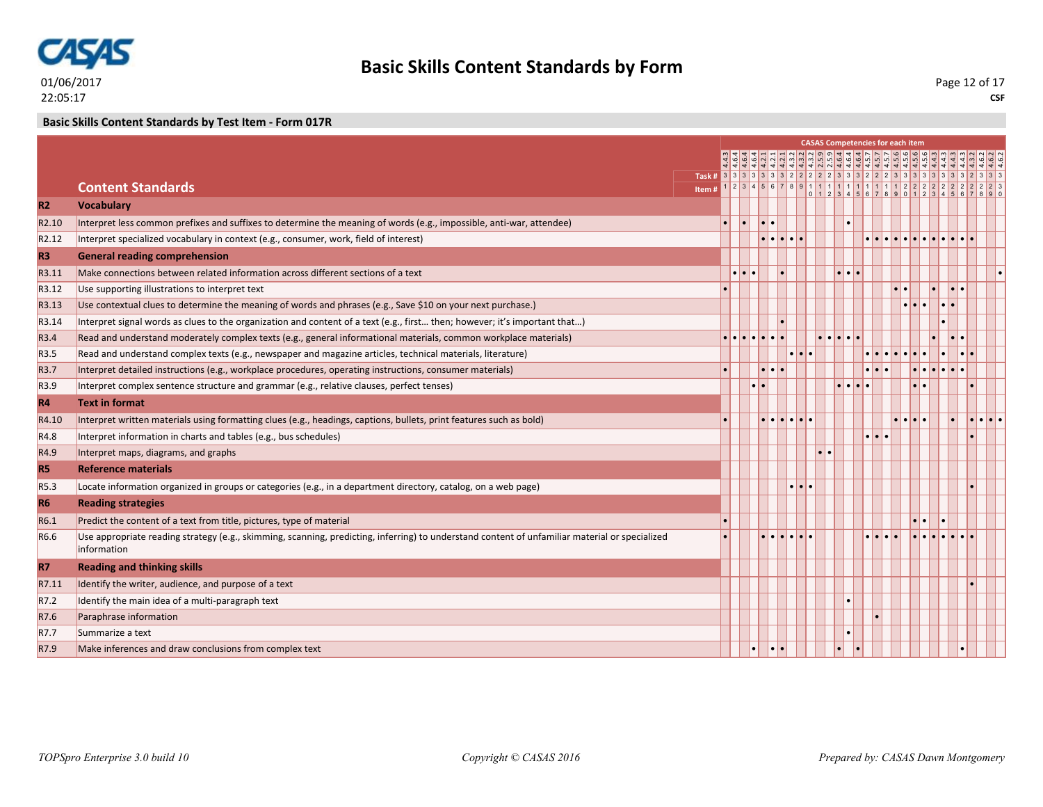**Basic Skills Content Standards by Form**

01/06/2017
22:05:17

CSF

**Basic Skills Content Standards by Test Item - Form 017R**

| | **Content Standards** | CASAS Competencies for each item | | | | | | | | | | | | | | | | | | | | | | | | | | | | | |
|---|---|---|---|---|---|---|---|---|---|---|---|---|---|---|---|---|---|---|---|---|---|---|---|---|---|---|---|---|---|---|---|
| | | 4.4.3 | 4.6.4 | 4.6.4 | 4.6.4 | 4.2.1 | 4.2.1 | 4.2.1 | 4.3.2 | 4.3.2 | 4.3.2 | 2.5.9 | 2.5.9 | 4.6.4 | 4.6.4 | 4.6.4 | 4.5.7 | 4.5.7 | 4.5.7 | 4.5.6 | 4.5.6 | 4.5.6 | 4.5.6 | 4.4.3 | 4.4.3 | 4.4.3 | 4.4.3 | 4.3.2 | 4.6.2 | 4.6.2 | 4.6.2 |
| | Task # | 3 | 3 | 3 | 3 | 3 | 3 | 3 | 2 | 2 | 2 | 2 | 2 | 3 | 3 | 3 | 2 | 2 | 2 | 3 | 3 | 3 | 3 | 3 | 3 | 3 | 3 | 2 | 3 | 3 | 3 |
| | Item # | 1 | 2 | 3 | 4 | 5 | 6 | 7 | 8 | 9 | 10 | 11 | 12 | 13 | 14 | 15 | 16 | 17 | 18 | 19 | 20 | 21 | 22 | 23 | 24 | 25 | 26 | 27 | 28 | 29 | 30 |
| **R2** | **Vocabulary** | | | | | | | | | | | | | | | | | | | | | | | | | | | | | | |
| R2.10 | Interpret less common prefixes and suffixes to determine the meaning of words (e.g., impossible, anti-war, attendee) | • | | • | | • | • | | | | | | | | • | | | | | | | | | | | | | | | | |
| R2.12 | Interpret specialized vocabulary in context (e.g., consumer, work, field of interest) | | | | | • | • | • | • | • | | | | | | | • | • | • | • | • | • | • | • | • | • | • | • | | | |
| **R3** | **General reading comprehension** | | | | | | | | | | | | | | | | | | | | | | | | | | | | | | |
| R3.11 | Make connections between related information across different sections of a text | | • | • | • | | | • | | | | | | • | • | • | | | | | | | | | | | | | | | • |
| R3.12 | Use supporting illustrations to interpret text | • | | | | | | | | | | | | | | | | | | • | • | | | • | | • | • | | | | |
| R3.13 | Use contextual clues to determine the meaning of words and phrases (e.g., Save $10 on your next purchase.) | | | | | | | | | | | | | | | | | | | | • | • | • | | • | • | | | | | |
| R3.14 | Interpret signal words as clues to the organization and content of a text (e.g., first… then; however; it's important that…) | | | | | | | • | | | | | | | | | | | | | | | | | • | | | | | | |
| R3.4 | Read and understand moderately complex texts (e.g., general informational materials, common workplace materials) | • | • | • | • | • | • | • | | | | • | • | • | • | • | | | | | | | | • | | • | • | | | | |
| R3.5 | Read and understand complex texts (e.g., newspaper and magazine articles, technical materials, literature) | | | | | | | | • | • | • | | | | | | • | • | • | • | • | • | • | | • | | • | • | | | |
| R3.7 | Interpret detailed instructions (e.g., workplace procedures, operating instructions, consumer materials) | • | | | | • | • | • | | | | | | | | | • | • | • | | | • | • | • | • | • | • | | | | |
| R3.9 | Interpret complex sentence structure and grammar (e.g., relative clauses, perfect tenses) | | | | • | • | | | | | | | | • | • | • | • | | | | | • | • | | | | | • | | | |
| **R4** | **Text in format** | | | | | | | | | | | | | | | | | | | | | | | | | | | | | | |
| R4.10 | Interpret written materials using formatting clues (e.g., headings, captions, bullets, print features such as bold) | • | | | | • | • | • | • | • | • | | | | | | | | | • | • | • | • | | | • | | • | • | • | • |
| R4.8 | Interpret information in charts and tables (e.g., bus schedules) | | | | | | | | | | | | | | | | • | • | • | | | | | | | | | • | | | |
| R4.9 | Interpret maps, diagrams, and graphs | | | | | | | | | | | • | • | | | | | | | | | | | | | | | | | | |
| **R5** | **Reference materials** | | | | | | | | | | | | | | | | | | | | | | | | | | | | | | |
| R5.3 | Locate information organized in groups or categories (e.g., in a department directory, catalog, on a web page) | | | | | | | | • | • | • | | | | | | | | | | | | | | | | | • | | | |
| **R6** | **Reading strategies** | | | | | | | | | | | | | | | | | | | | | | | | | | | | | | |
| R6.1 | Predict the content of a text from title, pictures, type of material | • | | | | | | | | | | | | | | | | | | | | • | • | | • | | | | | | |
| R6.6 | Use appropriate reading strategy (e.g., skimming, scanning, predicting, inferring) to understand content of unfamiliar material or specialized information | • | | | | • | • | • | • | • | • | | | | | | • | • | • | • | | • | • | • | • | • | • | • | | | |
| **R7** | **Reading and thinking skills** | | | | | | | | | | | | | | | | | | | | | | | | | | | | | | |
| R7.11 | Identify the writer, audience, and purpose of a text | | | | | | | | | | | | | | | | | | | | | | | | | | | • | | | |
| R7.2 | Identify the main idea of a multi-paragraph text | | | | | | | | | | | | | | • | | | | | | | | | | | | | | | | |
| R7.6 | Paraphrase information | | | | | | | | | | | | | | | | | • | | | | | | | | | | | | | |
| R7.7 | Summarize a text | | | | | | | | | | | | | | • | | | | | | | | | | | | | | | | |
| R7.9 | Make inferences and draw conclusions from complex text | | | | • | | • | • | | | | | | • | | • | | | | | | | | | | | • | | | | |

*TOPSpro Enterprise 3.0 build 10* | *Copyright © CASAS 2016* | *Prepared by: CASAS Dawn Montgomery*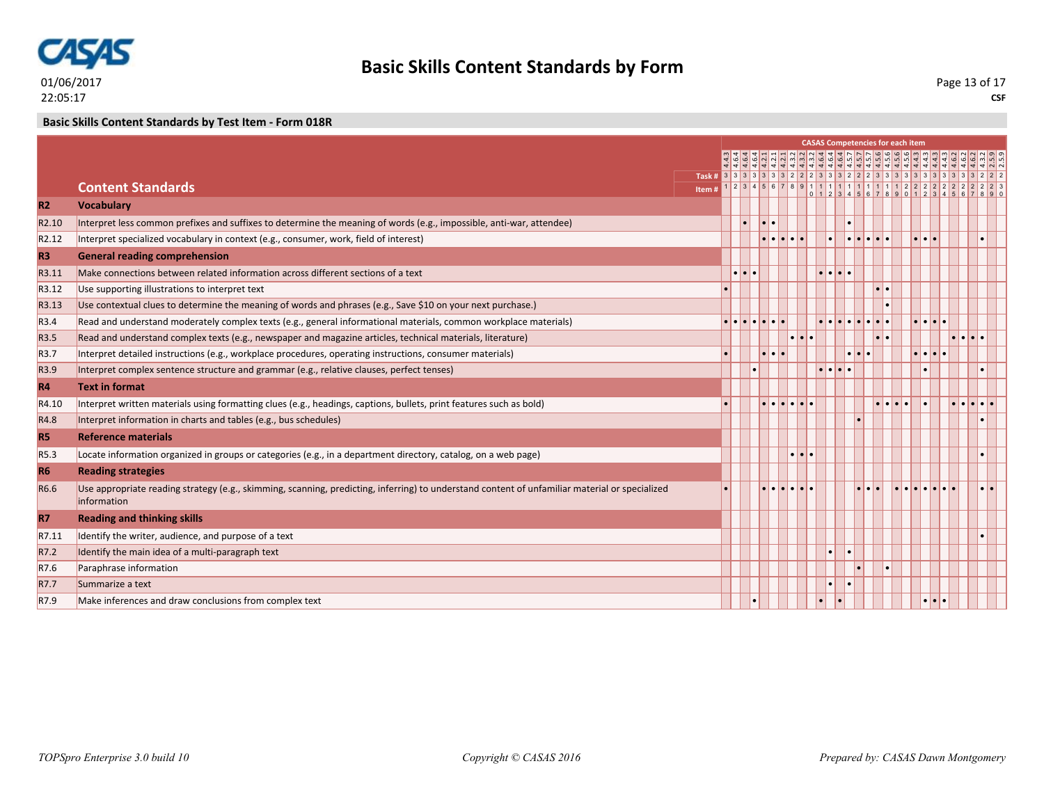## Basic Skills Content Standards by Form

### Basic Skills Content Standards by Test Item - Form 018R

CASAS Competencies for each item

| | Content Standards | 1 | 2 | 3 | 4 | 5 | 6 | 7 | 8 | 9 | 10 | 11 | 12 | 13 | 14 | 15 | 16 | 17 | 18 | 19 | 20 | 21 | 22 | 23 | 24 | 25 | 26 | 27 | 28 | 29 | 30 |
|---|---|---|---|---|---|---|---|---|---|---|---|---|---|---|---|---|---|---|---|---|---|---|---|---|---|---|---|---|---|---|---|
| | Competency | 4.4.3 | 4.6.4 | 4.6.4 | 4.6.4 | 4.2.1 | 4.2.1 | 4.2.1 | 4.3.2 | 4.3.2 | 4.3.2 | 4.6.4 | 4.6.4 | 4.6.4 | 4.5.7 | 4.5.7 | 4.5.7 | 4.5.6 | 4.5.6 | 4.5.6 | 4.5.6 | 4.4.3 | 4.4.3 | 4.4.3 | 4.4.3 | 4.6.2 | 4.6.2 | 4.6.2 | 4.3.2 | 2.5.9 | 2.5.9 |
| | Task # | 3 | 3 | 3 | 3 | 3 | 3 | 3 | 2 | 2 | 2 | 3 | 3 | 3 | 2 | 2 | 2 | 3 | 3 | 3 | 3 | 3 | 3 | 3 | 3 | 3 | 3 | 3 | 2 | 2 | 2 |
| **R2** | **Vocabulary** | | | | | | | | | | | | | | | | | | | | | | | | | | | | | | |
| R2.10 | Interpret less common prefixes and suffixes to determine the meaning of words (e.g., impossible, anti-war, attendee) | | | • | | • | • | | | | | | | | • | | | | | | | | | | | | | | | | |
| R2.12 | Interpret specialized vocabulary in context (e.g., consumer, work, field of interest) | | | | | • | • | • | • | • | | | • | | • | • | • | • | • | | | • | • | • | | | | | • | | |
| **R3** | **General reading comprehension** | | | | | | | | | | | | | | | | | | | | | | | | | | | | | | |
| R3.11 | Make connections between related information across different sections of a text | | • | • | • | | | | | | | • | • | • | • | | | | | | | | | | | | | | | | |
| R3.12 | Use supporting illustrations to interpret text | • | | | | | | | | | | | | | | | | • | • | | | | | | | | | | | | |
| R3.13 | Use contextual clues to determine the meaning of words and phrases (e.g., Save $10 on your next purchase.) | | | | | | | | | | | | | | | | | | • | | | | | | | | | | | | |
| R3.4 | Read and understand moderately complex texts (e.g., general informational materials, common workplace materials) | • | • | • | • | • | • | • | | | | • | • | • | • | • | • | • | • | • | | • | • | • | • | | | | | | |
| R3.5 | Read and understand complex texts (e.g., newspaper and magazine articles, technical materials, literature) | | | | | | | | • | • | • | | | | | | | • | • | | | | | | | • | • | • | • | | |
| R3.7 | Interpret detailed instructions (e.g., workplace procedures, operating instructions, consumer materials) | • | | | | • | • | • | | | | | | | • | • | • | | | | | • | • | • | • | | | | | | |
| R3.9 | Interpret complex sentence structure and grammar (e.g., relative clauses, perfect tenses) | | | | • | | | | | | | • | • | • | • | | | | | | | | • | | | | | | • | | |
| **R4** | **Text in format** | | | | | | | | | | | | | | | | | | | | | | | | | | | | | | |
| R4.10 | Interpret written materials using formatting clues (e.g., headings, captions, bullets, print features such as bold) | • | | | | • | • | • | • | • | • | | | | | | | • | • | • | • | | • | | | • | • | • | • | • | |
| R4.8 | Interpret information in charts and tables (e.g., bus schedules) | | | | | | | | | | | | | | | • | | | | | | | | | | | | | • | | |
| **R5** | **Reference materials** | | | | | | | | | | | | | | | | | | | | | | | | | | | | | | |
| R5.3 | Locate information organized in groups or categories (e.g., in a department directory, catalog, on a web page) | | | | | | | | • | • | • | | | | | | | | | | | | | | | | | | • | | |
| **R6** | **Reading strategies** | | | | | | | | | | | | | | | | | | | | | | | | | | | | | | |
| R6.6 | Use appropriate reading strategy (e.g., skimming, scanning, predicting, inferring) to understand content of unfamiliar material or specialized information | • | | | | • | • | • | • | • | • | | | | | • | • | • | | • | • | • | • | • | • | • | | | • | • | |
| **R7** | **Reading and thinking skills** | | | | | | | | | | | | | | | | | | | | | | | | | | | | | | |
| R7.11 | Identify the writer, audience, and purpose of a text | | | | | | | | | | | | | | | | | | | | | | | | | | | | • | | |
| R7.2 | Identify the main idea of a multi-paragraph text | | | | | | | | | | | | • | | • | | | | | | | | | | | | | | | | |
| R7.6 | Paraphrase information | | | | | | | | | | | | | | | • | | | • | | | | | | | | | | | | |
| R7.7 | Summarize a text | | | | | | | | | | | | • | | • | | | | | | | | | | | | | | | | |
| R7.9 | Make inferences and draw conclusions from complex text | | | | • | | | | | | | • | | • | | | | | | | | | • | • | • | | | | | | |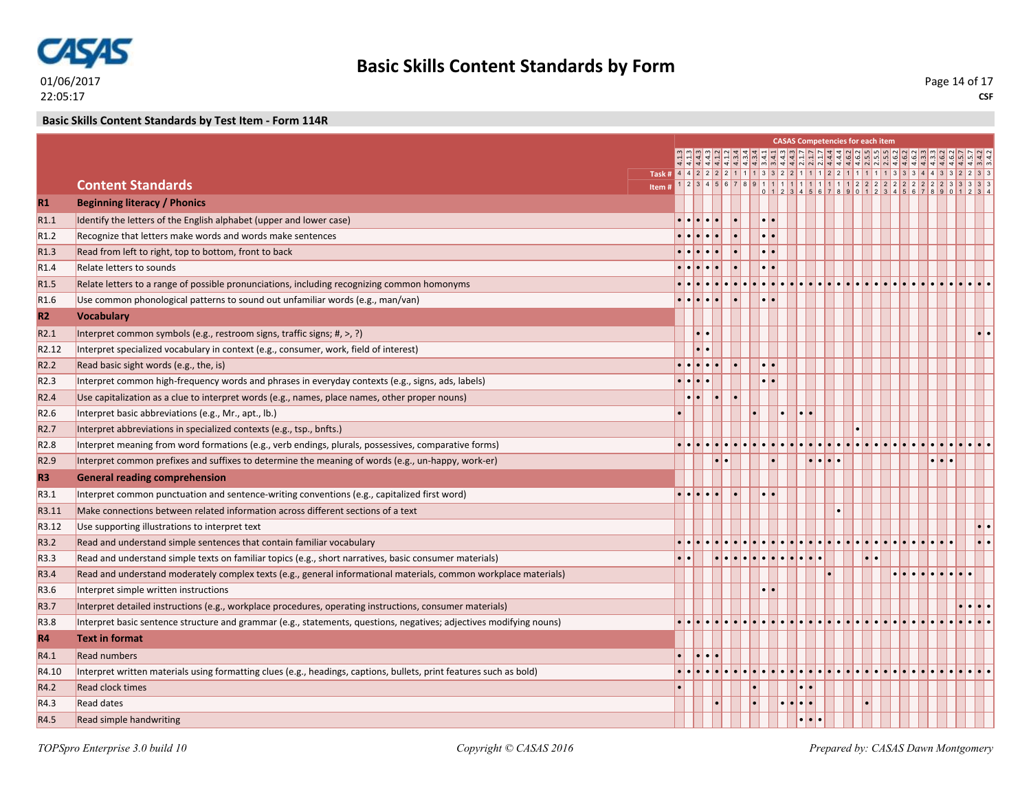# Basic Skills Content Standards by Form

01/06/2017
22:05:17

CSF

**Basic Skills Content Standards by Test Item - Form 114R**

Column headings read across the top of the table are: CASAS Competencies for each item, Task #, and Item #. Only the Item # row is fully legible. The competency and task values for items 19–34 could not be matched to individual columns with certainty, so the rows below give them as they appear, in order, without assigning them to items.

**CASAS Competencies, Task # and Item # (header rows)**

| Header row | Values (read left to right) |
|---|---|
| CASAS Competencies for each item | 4.1.3, 4.1.3, 4.4.3, 4.4.3, 4.1.2, 4.1.2, 4.3.4, 4.3.4, 4.3.4, 3.4.1, 3.4.1, 4.4.3, 4.4.3, 2.1.7, 2.1.7, 2.1.7, 4.4.4, 4.4.4, 4.6.2, 2.5.5, 2.5.5, 2.5.5, 4.6.2, 4.6.2, 4.6.2, 4.3.3, 4.3.3, 4.3.3, 4.6.2, 4.6.2, 4.5.7, 3.4.2, 3.4.2 (33 legible values for 34 items) |
| Task # | 4, 4, 2, 2, 2, 2, 1, 1, 1, 3, 3, 2, 2, 1, 1, 1, 2, 2, 1, 1, 1, 1, 1, 3, 3, 3, 4, 4, 3, 3, 2, 2, 3, 3 |
| Item # | 1–34 |

| | Content Standards | 1 | 2 | 3 | 4 | 5 | 6 | 7 | 8 | 9 | 10 | 11 | 12 | 13 | 14 | 15 | 16 | 17 | 18 | 19 | 20 | 21 | 22 | 23 | 24 | 25 | 26 | 27 | 28 | 29 | 30 | 31 | 32 | 33 | 34 |
|---|---|---|---|---|---|---|---|---|---|---|---|---|---|---|---|---|---|---|---|---|---|---|---|---|---|---|---|---|---|---|---|---|---|---|---|
| **R1** | **Beginning literacy / Phonics** | | | | | | | | | | | | | | | | | | | | | | | | | | | | | | | | | | |
| R1.1 | Identify the letters of the English alphabet (upper and lower case) | • | • | • | • | • | | • | | | • | • | | | | | | | | | | | | | | | | | | | | | | | |
| R1.2 | Recognize that letters make words and words make sentences | • | • | • | • | • | | • | | | • | • | | | | | | | | | | | | | | | | | | | | | | | |
| R1.3 | Read from left to right, top to bottom, front to back | • | • | • | • | • | | • | | | • | • | | | | | | | | | | | | | | | | | | | | | | | |
| R1.4 | Relate letters to sounds | • | • | • | • | • | | • | | | • | • | | | | | | | | | | | | | | | | | | | | | | | |
| R1.5 | Relate letters to a range of possible pronunciations, including recognizing common homonyms | • | • | • | • | • | • | • | • | • | • | • | • | • | • | • | • | • | • | • | • | • | • | • | • | • | • | • | • | • | • | • | • | • | • |
| R1.6 | Use common phonological patterns to sound out unfamiliar words (e.g., man/van) | • | • | • | • | • | | • | | | • | • | | | | | | | | | | | | | | | | | | | | | | | |
| **R2** | **Vocabulary** | | | | | | | | | | | | | | | | | | | | | | | | | | | | | | | | | | |
| R2.1 | Interpret common symbols (e.g., restroom signs, traffic signs; #, >, ?) | | | • | • | | | | | | | | | | | | | | | | | | | | | | | | | | | | | • | • |
| R2.12 | Interpret specialized vocabulary in context (e.g., consumer, work, field of interest) | | | • | • | | | | | | | | | | | | | | | | | | | | | | | | | | | | | | |
| R2.2 | Read basic sight words (e.g., the, is) | • | • | • | • | • | | • | | | • | • | | | | | | | | | | | | | | | | | | | | | | | |
| R2.3 | Interpret common high-frequency words and phrases in everyday contexts (e.g., signs, ads, labels) | • | • | • | • | | | | | | • | • | | | | | | | | | | | | | | | | | | | | | | | |
| R2.4 | Use capitalization as a clue to interpret words (e.g., names, place names, other proper nouns) | | • | • | | • | | • | | | | | | | | | | | | | | | | | | | | | | | | | | | |
| R2.6 | Interpret basic abbreviations (e.g., Mr., apt., lb.) | • | | | | | | | | • | | | • | | • | • | | | | | | | | | | | | | | | | | | | |
| R2.7 | Interpret abbreviations in specialized contexts (e.g., tsp., bnfts.) | | | | | | | | | | | | | | | | | | | | • | | | | | | | | | | | | | | |
| R2.8 | Interpret meaning from word formations (e.g., verb endings, plurals, possessives, comparative forms) | • | • | • | • | • | • | • | • | • | • | • | • | • | • | • | • | • | • | • | • | • | • | • | • | • | • | • | • | • | • | • | • | • | • |
| R2.9 | Interpret common prefixes and suffixes to determine the meaning of words (e.g., un-happy, work-er) | | | | | • | • | | | | | • | | | | • | • | • | • | | | | | | | | | | • | • | • | | | | |
| **R3** | **General reading comprehension** | | | | | | | | | | | | | | | | | | | | | | | | | | | | | | | | | | |
| R3.1 | Interpret common punctuation and sentence-writing conventions (e.g., capitalized first word) | • | • | • | • | • | | • | | | • | • | | | | | | | | | | | | | | | | | | | | | | | |
| R3.11 | Make connections between related information across different sections of a text | | | | | | | | | | | | | | | | | | • | | | | | | | | | | | | | | | | |
| R3.12 | Use supporting illustrations to interpret text | | | | | | | | | | | | | | | | | | | | | | | | | | | | | | | | | • | • |
| R3.2 | Read and understand simple sentences that contain familiar vocabulary | • | • | • | • | • | • | • | • | • | • | • | • | • | • | • | • | • | • | • | • | • | • | • | • | • | • | • | • | • | • | | | • | • |
| R3.3 | Read and understand simple texts on familiar topics (e.g., short narratives, basic consumer materials) | • | • | | | • | • | • | • | • | • | • | • | • | • | • | • | | | | | • | • | | | | | | | | | | | | |
| R3.4 | Read and understand moderately complex texts (e.g., general informational materials, common workplace materials) | | | | | | | | | | | | | | | | | • | | | | | | | • | • | • | • | • | • | • | • | • | | |
| R3.6 | Interpret simple written instructions | | | | | | | | | | • | • | | | | | | | | | | | | | | | | | | | | | | | |
| R3.7 | Interpret detailed instructions (e.g., workplace procedures, operating instructions, consumer materials) | | | | | | | | | | | | | | | | | | | | | | | | | | | | | | | • | • | • | • |
| R3.8 | Interpret basic sentence structure and grammar (e.g., statements, questions, negatives; adjectives modifying nouns) | • | • | • | • | • | • | • | • | • | • | • | • | • | • | • | • | • | • | • | • | • | • | • | • | • | • | • | • | • | • | • | • | • | • |
| **R4** | **Text in format** | | | | | | | | | | | | | | | | | | | | | | | | | | | | | | | | | | |
| R4.1 | Read numbers | • | | • | • | • | | | | | | | | | | | | | | | | | | | | | | | | | | | | | |
| R4.10 | Interpret written materials using formatting clues (e.g., headings, captions, bullets, print features such as bold) | • | • | • | • | • | • | • | • | • | • | • | • | • | • | • | • | • | • | • | • | • | • | • | • | • | • | • | • | • | • | • | • | • | • |
| R4.2 | Read clock times | • | | | | | | | | • | | | | | • | • | | | | | | | | | | | | | | | | | | | |
| R4.3 | Read dates | | | | | • | | | | • | | | • | • | • | • | | | | | | • | | | | | | | | | | | | | |
| R4.5 | Read simple handwriting | | | | | | | | | | | | | | • | • | • | | | | | | | | | | | | | | | | | | |

*TOPSpro Enterprise 3.0 build 10* *Copyright © CASAS 2016* *Prepared by: CASAS Dawn Montgomery*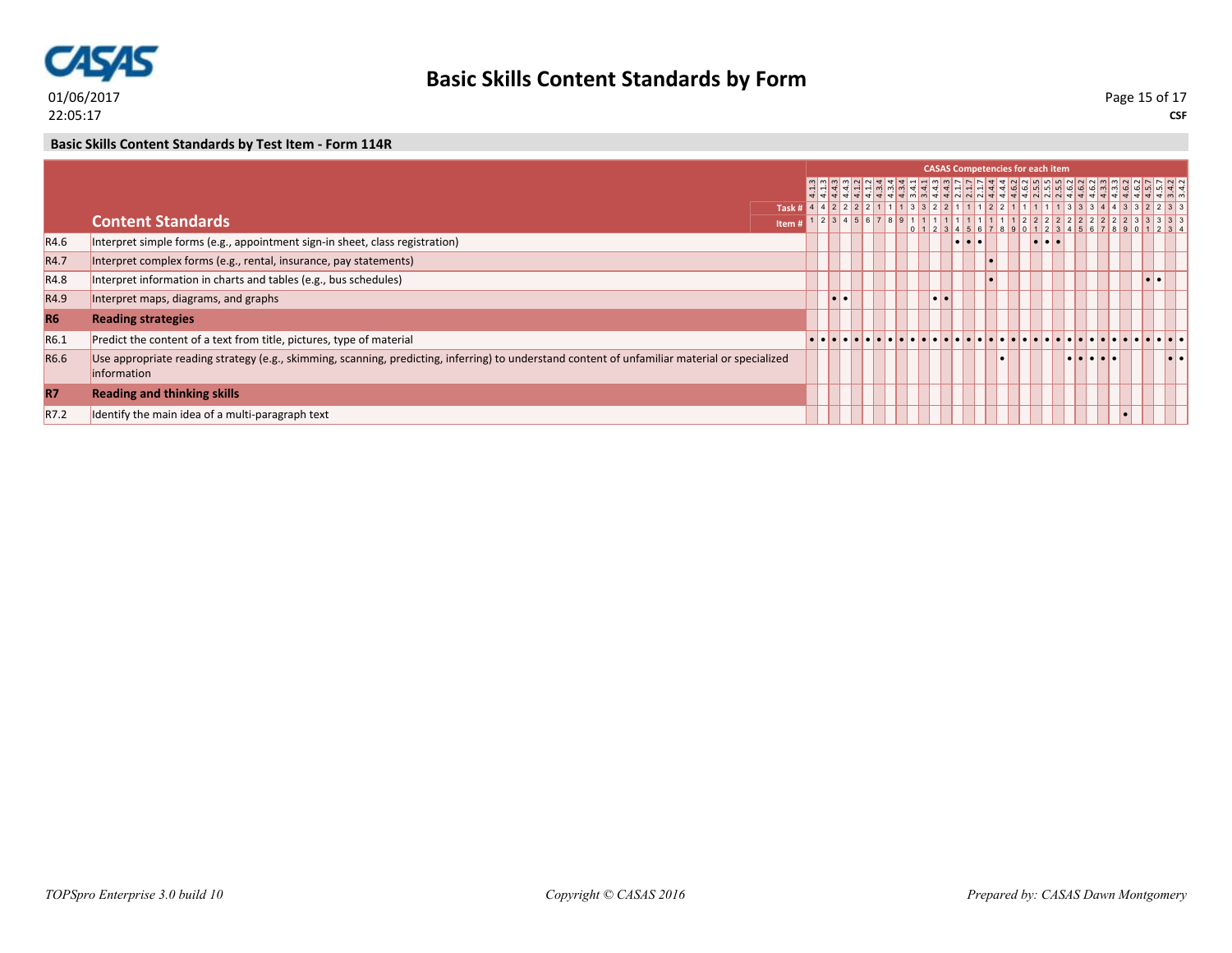# Basic Skills Content Standards by Form

01/06/2017
22:05:17

**CSF**

**Basic Skills Content Standards by Test Item - Form 114R**

| | Content Standards | 1 | 2 | 3 | 4 | 5 | 6 | 7 | 8 | 9 | 10 | 11 | 12 | 13 | 14 | 15 | 16 | 17 | 18 | 19 | 20 | 21 | 22 | 23 | 24 | 25 | 26 | 27 | 28 | 29 | 30 | 31 | 32 | 33 | 34 |
|---|---|---|---|---|---|---|---|---|---|---|---|---|---|---|---|---|---|---|---|---|---|---|---|---|---|---|---|---|---|---|---|---|---|---|---|
| | CASAS Competencies for each item | 4.1.3 | 4.1.3 | 4.4.3 | 4.4.3 | 4.1.2 | 4.1.2 | 4.3.4 | 4.3.4 | 4.3.4 | 3.4.1 | 3.4.1 | 4.4.3 | 4.4.3 | 2.1.7 | 2.1.7 | 2.1.7 | 4.4.4 | 4.4.4 | 4.6.2 | 4.6.2 | 2.5.5 | 2.5.5 | 2.5.5 | 4.6.2 | 4.6.2 | 4.6.2 | 4.3.3 | 4.3.3 | 4.6.2 | 4.6.2 | 4.5.7 | 4.5.7 | 3.4.2 | 3.4.2 |
| | Task # | 4 | 4 | 2 | 2 | 2 | 2 | 1 | 1 | 1 | 3 | 3 | 2 | 2 | 1 | 1 | 1 | 2 | 2 | 1 | 1 | 1 | 1 | 1 | 3 | 3 | 3 | 4 | 4 | 3 | 3 | 2 | 2 | 3 | 3 |
| R4.6 | Interpret simple forms (e.g., appointment sign-in sheet, class registration) | | | | | | | | | | | | | | • | • | • | | | | | • | • | • | | | | | | | | | | | |
| R4.7 | Interpret complex forms (e.g., rental, insurance, pay statements) | | | | | | | | | | | | | | | | | • | | | | | | | | | | | | | | | | | |
| R4.8 | Interpret information in charts and tables (e.g., bus schedules) | | | | | | | | | | | | | | | | | • | | | | | | | | | | | | | | • | • | | |
| R4.9 | Interpret maps, diagrams, and graphs | | | • | • | | | | | | | | • | • | | | | | | | | | | | | | | | | | | | | | |
| **R6** | **Reading strategies** | | | | | | | | | | | | | | | | | | | | | | | | | | | | | | | | | | |
| R6.1 | Predict the content of a text from title, pictures, type of material | • | • | • | • | • | • | • | • | • | • | • | • | • | • | • | • | • | • | • | • | • | • | • | • | • | • | • | • | • | • | • | • | • | • |
| R6.6 | Use appropriate reading strategy (e.g., skimming, scanning, predicting, inferring) to understand content of unfamiliar material or specialized information | | | | | | | | | | | | | | | | | | • | | | | | | • | • | • | • | • | | | | | • | • |
| **R7** | **Reading and thinking skills** | | | | | | | | | | | | | | | | | | | | | | | | | | | | | | | | | | |
| R7.2 | Identify the main idea of a multi-paragraph text | | | | | | | | | | | | | | | | | | | | | | | | | | | | | • | | | | | |

*TOPSpro Enterprise 3.0 build 10* *Copyright © CASAS 2016* *Prepared by: CASAS Dawn Montgomery*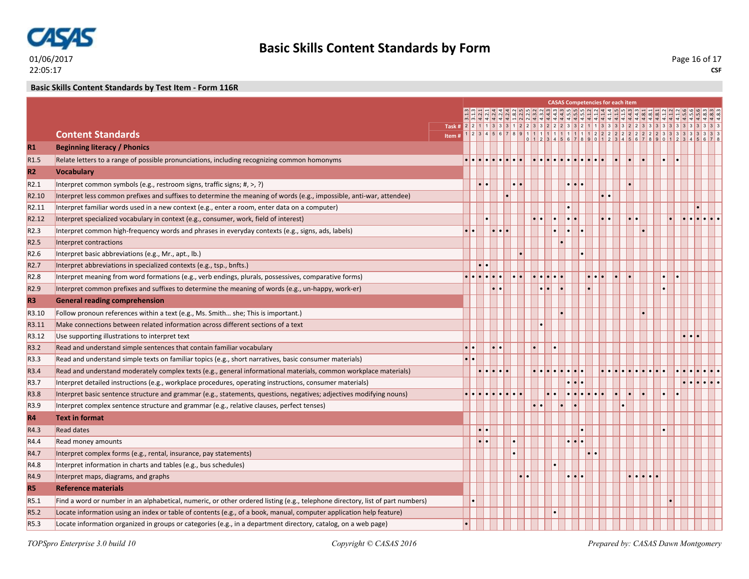# Basic Skills Content Standards by Form

01/06/2017
22:05:17

CSF

## Basic Skills Content Standards by Test Item - Form 116R

CASAS Competencies for each item

| | Content Standards | 1 | 2 | 3 | 4 | 5 | 6 | 7 | 8 | 9 | 10 | 11 | 12 | 13 | 14 | 15 | 16 | 17 | 18 | 19 | 20 | 21 | 22 | 23 | 24 | 25 | 26 | 27 | 28 | 29 | 30 | 31 | 32 | 33 | 34 | 35 | 36 | 37 | 38 |
|---|---|---|---|---|---|---|---|---|---|---|---|---|---|---|---|---|---|---|---|---|---|---|---|---|---|---|---|---|---|---|---|---|---|---|---|---|---|---|---|
| | Competency | 3.1.3 | 3.1.3 | 4.2.1 | 4.2.1 | 4.2.4 | 4.2.4 | 4.2.4 | 4.2.4 | 1.8.2 | 2.2.5 | 2.2.5 | 4.3.2 | 4.3.2 | 4.4.3 | 4.4.3 | 4.4.3 | 4.5.5 | 4.5.5 | 4.1.2 | 4.1.2 | 4.1.4 | 4.1.4 | 4.1.5 | 4.1.5 | 4.4.3 | 4.4.3 | 4.8.1 | 4.8.1 | 4.8.1 | 4.1.2 | 4.1.2 | 4.1.2 | 4.5.6 | 4.5.6 | 4.5.6 | 4.8.3 | 4.8.3 | 4.8.3 |
| | Task # | 2 | 2 | 1 | 1 | 3 | 3 | 3 | 1 | 2 | 2 | 3 | 3 | 2 | 2 | 2 | 3 | 3 | 2 | 1 | 1 | 3 | 3 | 3 | 2 | 2 | 3 | 3 | 3 | 3 | 3 | 3 | 3 | 3 | 3 | 3 | 3 | 3 | 3 |
| **R1** | **Beginning literacy / Phonics** | | | | | | | | | | | | | | | | | | | | | | | | | | | | | | | | | | | | | | |
| R1.5 | Relate letters to a range of possible pronunciations, including recognizing common homonyms | • | • | • | • | • | • | • | • | • | | • | • | • | • | • | • | • | • | • | • | • | | • | | • | | • | | | • | | • | | | | | | |
| **R2** | **Vocabulary** | | | | | | | | | | | | | | | | | | | | | | | | | | | | | | | | | | | | | | |
| R2.1 | Interpret common symbols (e.g., restroom signs, traffic signs; #, >, ?) | | | • | • | | | | • | • | | | | | | | • | • | • | | | | | | | • | | | | | | | | | | | | | |
| R2.10 | Interpret less common prefixes and suffixes to determine the meaning of words (e.g., impossible, anti-war, attendee) | | | | | | | • | | | | | | | | | | | | | | • | • | | | | | | | | | | | | | | | | |
| R2.11 | Interpret familiar words used in a new context (e.g., enter a room, enter data on a computer) | | | | | | | | | | | | | | | | • | | | | | | | | | | | | | | | | | | | • | | | |
| R2.12 | Interpret specialized vocabulary in context (e.g., consumer, work, field of interest) | | | | • | | | | | | | • | • | | • | | • | • | | | | • | • | | | • | • | | | | | • | | • | • | • | • | • | • |
| R2.3 | Interpret common high-frequency words and phrases in everyday contexts (e.g., signs, ads, labels) | • | • | | | • | • | • | | | | | | | • | | • | | • | | | | | | | | | • | | | | | | | | | | | |
| R2.5 | Interpret contractions | | | | | | | | | | | | | | | • | | | | | | | | | | | | | | | | | | | | | | | |
| R2.6 | Interpret basic abbreviations (e.g., Mr., apt., lb.) | | | | | | | | | • | | | | | | | | | • | | | | | | | | | | | | | | | | | | | | |
| R2.7 | Interpret abbreviations in specialized contexts (e.g., tsp., bnfts.) | | | • | • | | | | | | | | | | | | | | | | | | | | | | | | | | | | | | | | | | |
| R2.8 | Interpret meaning from word formations (e.g., verb endings, plurals, possessives, comparative forms) | • | • | • | • | • | • | | • | • | | • | • | • | • | • | | | | • | • | • | | • | | • | | | | | • | | • | | | | | | |
| R2.9 | Interpret common prefixes and suffixes to determine the meaning of words (e.g., un-happy, work-er) | | | | | • | • | | | | | | • | • | | • | | | | • | | | | | | | | | | | • | | | | | | | | |
| **R3** | **General reading comprehension** | | | | | | | | | | | | | | | | | | | | | | | | | | | | | | | | | | | | | | |
| R3.10 | Follow pronoun references within a text (e.g., Ms. Smith… she; This is important.) | | | | | | | | | | | | | | | • | | | | | | | | | | | | • | | | | | | | | | | | |
| R3.11 | Make connections between related information across different sections of a text | | | | | | | | | | | | • | | | | | | | | | | | | | | | | | | | | | | | | | | |
| R3.12 | Use supporting illustrations to interpret text | | | | | | | | | | | | | | | | | | | | | | | | | | | | | | | | | • | • | • | | | |
| R3.2 | Read and understand simple sentences that contain familiar vocabulary | • | • | | | • | • | | | | | • | | | • | | | | | | | | | | | | | | | | | | | | | | | | |
| R3.3 | Read and understand simple texts on familiar topics (e.g., short narratives, basic consumer materials) | • | • | | | | | | | | | | | | | | | | | | | | | | | | | | | | | | | | | | | | |
| R3.4 | Read and understand moderately complex texts (e.g., general informational materials, common workplace materials) | | | • | • | • | • | • | | | | • | • | • | • | • | • | • | • | | | • | • | • | • | • | • | • | • | • | • | | • | • | • | • | • | • | • |
| R3.7 | Interpret detailed instructions (e.g., workplace procedures, operating instructions, consumer materials) | | | | | | | | | | | | | | | | • | • | • | | | | | | | | | | | | | | | • | • | • | • | • | • |
| R3.8 | Interpret basic sentence structure and grammar (e.g., statements, questions, negatives; adjectives modifying nouns) | • | • | • | • | • | • | • | • | • | | | | • | • | | • | • | • | • | • | • | | • | | • | | • | | | • | | • | | | | | | |
| R3.9 | Interpret complex sentence structure and grammar (e.g., relative clauses, perfect tenses) | | | | | | | | | | | • | • | | | • | | • | | | | | | | • | | | | | | | | | | | | | | |
| **R4** | **Text in format** | | | | | | | | | | | | | | | | | | | | | | | | | | | | | | | | | | | | | | |
| R4.3 | Read dates | | | • | • | | | | | | | | | | | | | | • | | | | | | | | | | | | • | | | | | | | | |
| R4.4 | Read money amounts | | | • | • | | | | • | | | | | | | | • | • | • | | | | | | | | | | | | | | | | | | | | |
| R4.7 | Interpret complex forms (e.g., rental, insurance, pay statements) | | | | | | | | • | | | | | | | | | | | • | • | | | | | | | | | | | | | | | | | | |
| R4.8 | Interpret information in charts and tables (e.g., bus schedules) | | | | | | | | | | | | | | • | | | | | | | | | | | | | | | | | | | | | | | | |
| R4.9 | Interpret maps, diagrams, and graphs | | | | | | | | | • | • | | | | | | • | • | • | | | | | | | • | • | • | • | • | | | | | | | | | |
| **R5** | **Reference materials** | | | | | | | | | | | | | | | | | | | | | | | | | | | | | | | | | | | | | | |
| R5.1 | Find a word or number in an alphabetical, numeric, or other ordered listing (e.g., telephone directory, list of part numbers) | | • | | | | | | | | | | | | | | | | | | | | | | | | | | | | | • | | | | | | | |
| R5.2 | Locate information using an index or table of contents (e.g., of a book, manual, computer application help feature) | | | | | | | | | | | | | | • | | | | | | | | | | | | | | | | | | | | | | | | |
| R5.3 | Locate information organized in groups or categories (e.g., in a department directory, catalog, on a web page) | • | | | | | | | | | | | | | | | | | | | | | | | | | | | | | | | | | | | | | |

*TOPSpro Enterprise 3.0 build 10* *Copyright © CASAS 2016* *Prepared by: CASAS Dawn Montgomery*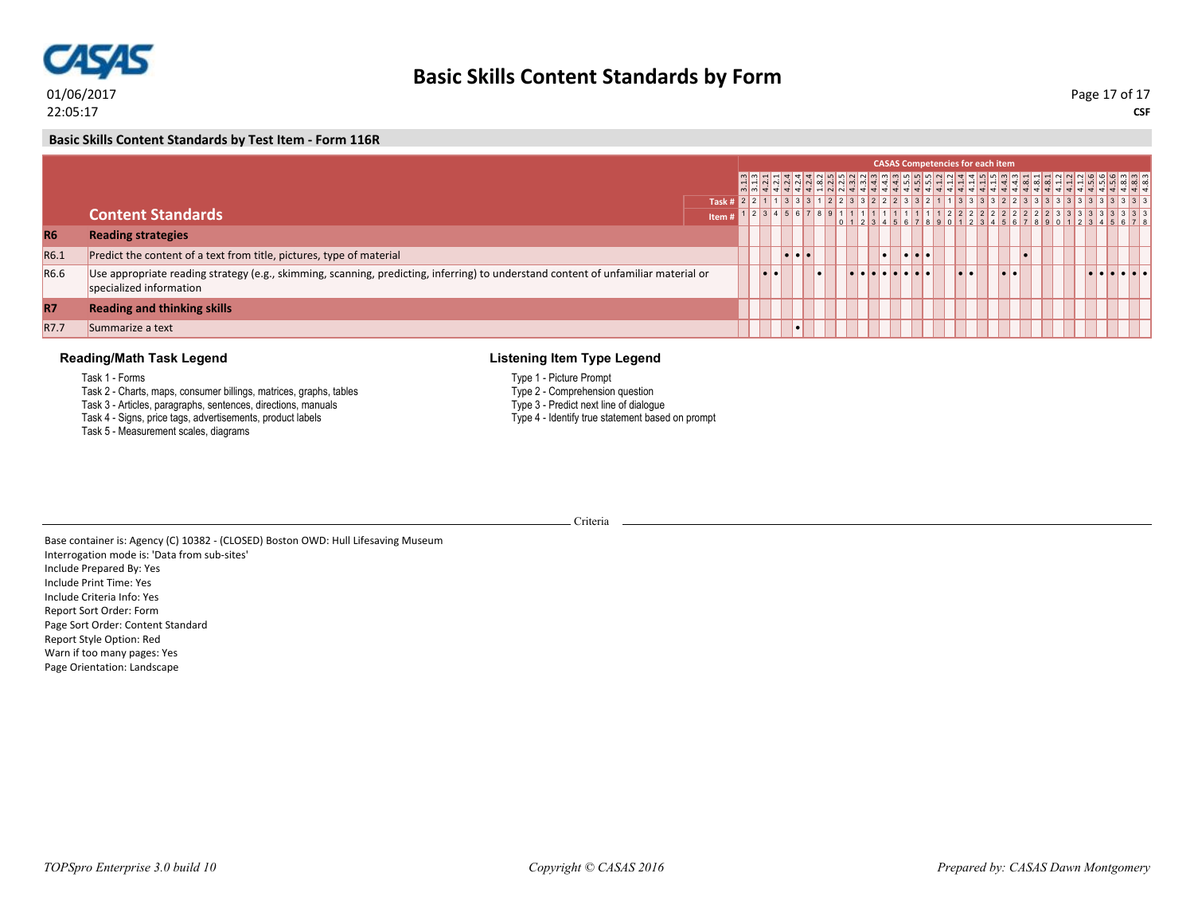# Basic Skills Content Standards by Form

01/06/2017
22:05:17

CSF

## Basic Skills Content Standards by Test Item - Form 116R

| | Content Standards | | CASAS Competencies for each item | | | | | | | | | | | | | | | | | | | | | | | | | | | | | | | | | | | | |
|---|---|---|---|---|---|---|---|---|---|---|---|---|---|---|---|---|---|---|---|---|---|---|---|---|---|---|---|---|---|---|---|---|---|---|---|---|---|---|---|
| | | | 3.1.3 | 3.1.3 | 4.2.1 | 4.2.1 | 4.2.4 | 4.2.4 | 4.2.4 | 1.8.2 | 2.2.5 | 2.2.5 | 4.3.2 | 4.3.2 | 4.4.3 | 4.4.3 | 4.4.3 | 4.5.5 | 4.5.5 | 4.5.5 | 4.1.2 | 4.1.2 | 4.1.4 | 4.1.4 | 4.1.5 | 4.1.5 | 4.4.3 | 4.4.3 | 4.8.1 | 4.8.1 | 4.8.1 | 4.1.2 | 4.1.2 | 4.1.2 | 4.5.6 | 4.5.6 | 4.5.6 | 4.8.3 | 4.8.3 | 4.8.3 |
| | | Task # | 2 | 2 | 1 | 1 | 3 | 3 | 3 | 1 | 2 | 2 | 3 | 3 | 2 | 2 | 2 | 3 | 3 | 2 | 1 | 1 | 3 | 3 | 3 | 3 | 2 | 2 | 3 | 3 | 3 | 3 | 3 | 3 | 3 | 3 | 3 | 3 | 3 | 3 |
| | | Item # | 1 | 2 | 3 | 4 | 5 | 6 | 7 | 8 | 9 | 10 | 11 | 12 | 13 | 14 | 15 | 16 | 17 | 18 | 19 | 20 | 21 | 22 | 23 | 24 | 25 | 26 | 27 | 28 | 29 | 30 | 31 | 32 | 33 | 34 | 35 | 36 | 37 | 38 |
| **R6** | **Reading strategies** | | | | | | | | | | | | | | | | | | | | | | | | | | | | | | | | | | | | | | | |
| R6.1 | Predict the content of a text from title, pictures, type of material | | | | | | • | • | • | | | | | | | • | | • | • | • | | | | | | | | | • | | | | | | | | | | | |
| R6.6 | Use appropriate reading strategy (e.g., skimming, scanning, predicting, inferring) to understand content of unfamiliar material or specialized information | | | | • | • | | | | • | | | • | • | • | • | • | • | • | • | | | • | • | | | • | • | | | | | | | • | • | • | • | • | • |
| **R7** | **Reading and thinking skills** | | | | | | | | | | | | | | | | | | | | | | | | | | | | | | | | | | | | | | | |
| R7.7 | Summarize a text | | | | | | | • | | | | | | | | | | | | | | | | | | | | | | | | | | | | | | | | |

### Reading/Math Task Legend

Task 1 - Forms
Task 2 - Charts, maps, consumer billings, matrices, graphs, tables
Task 3 - Articles, paragraphs, sentences, directions, manuals
Task 4 - Signs, price tags, advertisements, product labels
Task 5 - Measurement scales, diagrams

### Listening Item Type Legend

Type 1 - Picture Prompt
Type 2 - Comprehension question
Type 3 - Predict next line of dialogue
Type 4 - Identify true statement based on prompt

Criteria

Base container is: Agency (C) 10382 - (CLOSED) Boston OWD: Hull Lifesaving Museum
Interrogation mode is: 'Data from sub-sites'
Include Prepared By: Yes
Include Print Time: Yes
Include Criteria Info: Yes
Report Sort Order: Form
Page Sort Order: Content Standard
Report Style Option: Red
Warn if too many pages: Yes
Page Orientation: Landscape

*TOPSpro Enterprise 3.0 build 10* *Copyright © CASAS 2016* *Prepared by: CASAS Dawn Montgomery*